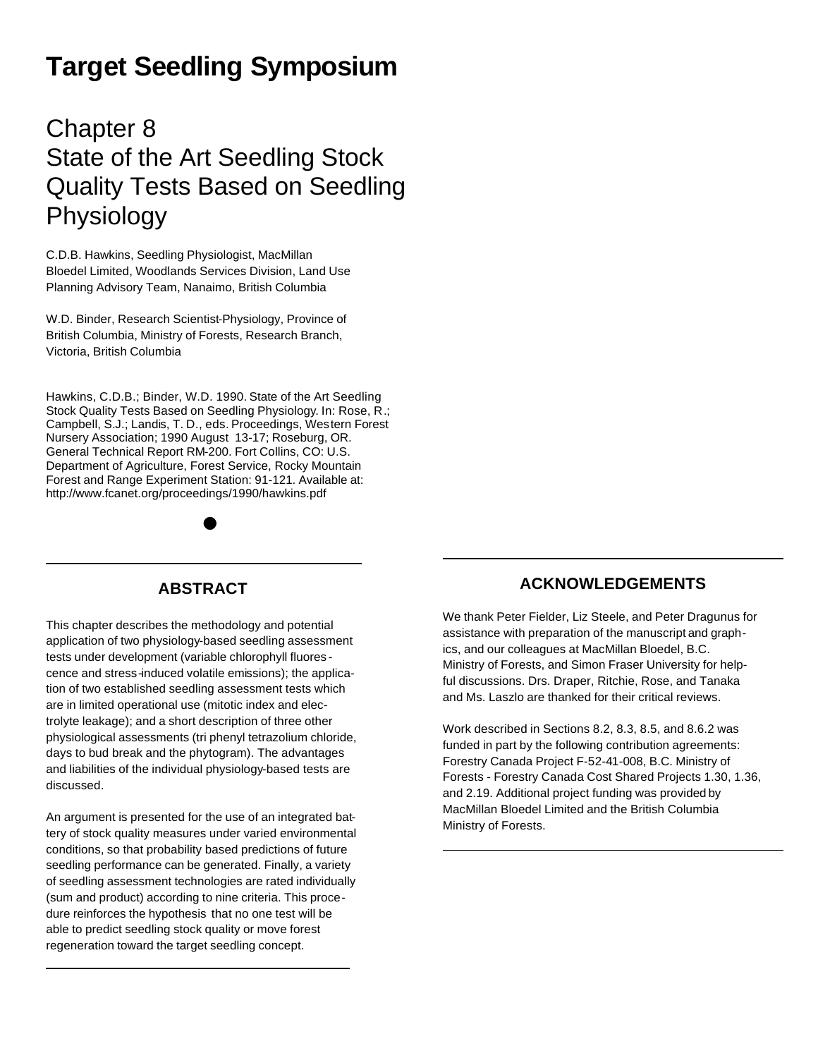# Target Seedling Symposium

## Chapter 8
## State of the Art Seedling Stock Quality Tests Based on Seedling Physiology

C.D.B. Hawkins, Seedling Physiologist, MacMillan Bloedel Limited, Woodlands Services Division, Land Use Planning Advisory Team, Nanaimo, British Columbia

W.D. Binder, Research Scientist-Physiology, Province of British Columbia, Ministry of Forests, Research Branch, Victoria, British Columbia

Hawkins, C.D.B.; Binder, W.D. 1990. State of the Art Seedling Stock Quality Tests Based on Seedling Physiology. In: Rose, R.; Campbell, S.J.; Landis, T. D., eds. Proceedings, Western Forest Nursery Association; 1990 August 13-17; Roseburg, OR. General Technical Report RM-200. Fort Collins, CO: U.S. Department of Agriculture, Forest Service, Rocky Mountain Forest and Range Experiment Station: 91-121. Available at: http://www.fcanet.org/proceedings/1990/hawkins.pdf

### ABSTRACT

This chapter describes the methodology and potential application of two physiology-based seedling assessment tests under development (variable chlorophyll fluorescence and stress-induced volatile emissions); the application of two established seedling assessment tests which are in limited operational use (mitotic index and electrolyte leakage); and a short description of three other physiological assessments (tri phenyl tetrazolium chloride, days to bud break and the phytogram). The advantages and liabilities of the individual physiology-based tests are discussed.

An argument is presented for the use of an integrated battery of stock quality measures under varied environmental conditions, so that probability based predictions of future seedling performance can be generated. Finally, a variety of seedling assessment technologies are rated individually (sum and product) according to nine criteria. This procedure reinforces the hypothesis that no one test will be able to predict seedling stock quality or move forest regeneration toward the target seedling concept.

### ACKNOWLEDGEMENTS

We thank Peter Fielder, Liz Steele, and Peter Dragunus for assistance with preparation of the manuscript and graphics, and our colleagues at MacMillan Bloedel, B.C. Ministry of Forests, and Simon Fraser University for helpful discussions. Drs. Draper, Ritchie, Rose, and Tanaka and Ms. Laszlo are thanked for their critical reviews.

Work described in Sections 8.2, 8.3, 8.5, and 8.6.2 was funded in part by the following contribution agreements: Forestry Canada Project F-52-41-008, B.C. Ministry of Forests - Forestry Canada Cost Shared Projects 1.30, 1.36, and 2.19. Additional project funding was provided by MacMillan Bloedel Limited and the British Columbia Ministry of Forests.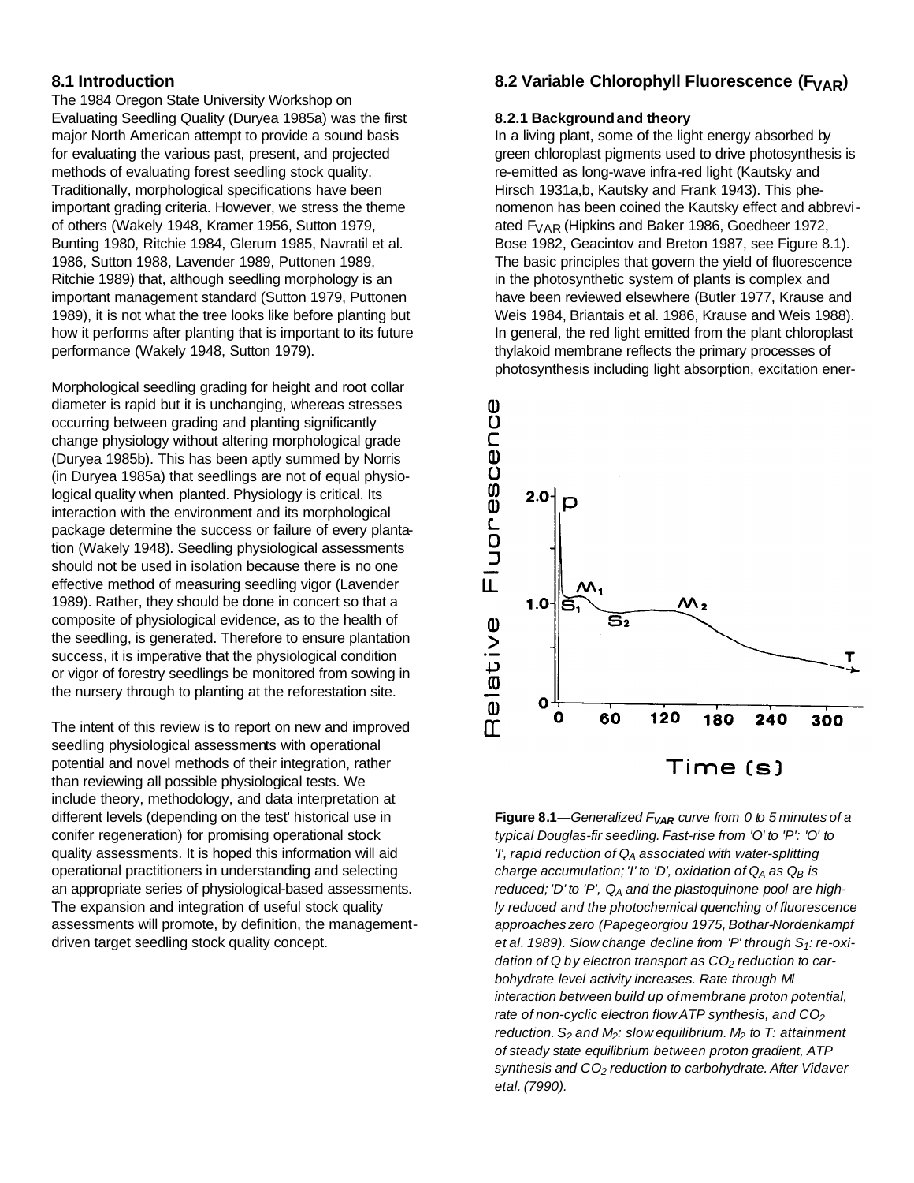## 8.1 Introduction

The 1984 Oregon State University Workshop on Evaluating Seedling Quality (Duryea 1985a) was the first major North American attempt to provide a sound basis for evaluating the various past, present, and projected methods of evaluating forest seedling stock quality. Traditionally, morphological specifications have been important grading criteria. However, we stress the theme of others (Wakely 1948, Kramer 1956, Sutton 1979, Bunting 1980, Ritchie 1984, Glerum 1985, Navratil et al. 1986, Sutton 1988, Lavender 1989, Puttonen 1989, Ritchie 1989) that, although seedling morphology is an important management standard (Sutton 1979, Puttonen 1989), it is not what the tree looks like before planting but how it performs after planting that is important to its future performance (Wakely 1948, Sutton 1979).

Morphological seedling grading for height and root collar diameter is rapid but it is unchanging, whereas stresses occurring between grading and planting significantly change physiology without altering morphological grade (Duryea 1985b). This has been aptly summed by Norris (in Duryea 1985a) that seedlings are not of equal physiological quality when planted. Physiology is critical. Its interaction with the environment and its morphological package determine the success or failure of every plantation (Wakely 1948). Seedling physiological assessments should not be used in isolation because there is no one effective method of measuring seedling vigor (Lavender 1989). Rather, they should be done in concert so that a composite of physiological evidence, as to the health of the seedling, is generated. Therefore to ensure plantation success, it is imperative that the physiological condition or vigor of forestry seedlings be monitored from sowing in the nursery through to planting at the reforestation site.

The intent of this review is to report on new and improved seedling physiological assessments with operational potential and novel methods of their integration, rather than reviewing all possible physiological tests. We include theory, methodology, and data interpretation at different levels (depending on the test' historical use in conifer regeneration) for promising operational stock quality assessments. It is hoped this information will aid operational practitioners in understanding and selecting an appropriate series of physiological-based assessments. The expansion and integration of useful stock quality assessments will promote, by definition, the management-driven target seedling stock quality concept.

## 8.2 Variable Chlorophyll Fluorescence ($F_{VAR}$)

### 8.2.1 Background and theory

In a living plant, some of the light energy absorbed by green chloroplast pigments used to drive photosynthesis is re-emitted as long-wave infra-red light (Kautsky and Hirsch 1931a,b, Kautsky and Frank 1943). This phenomenon has been coined the Kautsky effect and abbreviated $F_{VAR}$ (Hipkins and Baker 1986, Goedheer 1972, Bose 1982, Geacintov and Breton 1987, see Figure 8.1). The basic principles that govern the yield of fluorescence in the photosynthetic system of plants is complex and have been reviewed elsewhere (Butler 1977, Krause and Weis 1984, Briantais et al. 1986, Krause and Weis 1988). In general, the red light emitted from the plant chloroplast thylakoid membrane reflects the primary processes of photosynthesis including light absorption, excitation ener-

**Figure 8.1**—*Generalized $F_{VAR}$ curve from 0 to 5 minutes of a typical Douglas-fir seedling. Fast-rise from 'O' to 'P': 'O' to 'I', rapid reduction of $Q_A$ associated with water-splitting charge accumulation; 'I' to 'D', oxidation of $Q_A$ as $Q_B$ is reduced; 'D' to 'P', $Q_A$ and the plastoquinone pool are highly reduced and the photochemical quenching of fluorescence approaches zero (Papegeorgiou 1975, Bothar-Nordenkampf et al. 1989). Slow change decline from 'P' through $S_1$: re-oxidation of Q by electron transport as $CO_2$ reduction to carbohydrate level activity increases. Rate through Ml interaction between build up of membrane proton potential, rate of non-cyclic electron flow ATP synthesis, and $CO_2$ reduction. $S_2$ and $M_2$: slow equilibrium. $M_2$ to T: attainment of steady state equilibrium between proton gradient, ATP synthesis and $CO_2$ reduction to carbohydrate. After Vidaver etal. (7990).*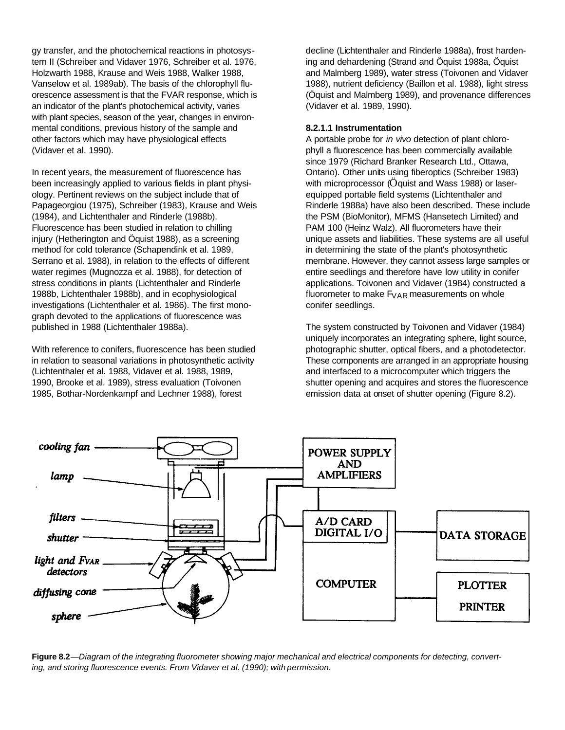gy transfer, and the photochemical reactions in photosystem II (Schreiber and Vidaver 1976, Schreiber et al. 1976, Holzwarth 1988, Krause and Weis 1988, Walker 1988, Vanselow et al. 1989ab). The basis of the chlorophyll fluorescence assessment is that the FVAR response, which is an indicator of the plant's photochemical activity, varies with plant species, season of the year, changes in environmental conditions, previous history of the sample and other factors which may have physiological effects (Vidaver et al. 1990).

In recent years, the measurement of fluorescence has been increasingly applied to various fields in plant physiology. Pertinent reviews on the subject include that of Papageorgiou (1975), Schreiber (1983), Krause and Weis (1984), and Lichtenthaler and Rinderle (1988b). Fluorescence has been studied in relation to chilling injury (Hetherington and Öquist 1988), as a screening method for cold tolerance (Schapendink et al. 1989, Serrano et al. 1988), in relation to the effects of different water regimes (Mugnozza et al. 1988), for detection of stress conditions in plants (Lichtenthaler and Rinderle 1988b, Lichtenthaler 1988b), and in ecophysiological investigations (Lichtenthaler et al. 1986). The first monograph devoted to the applications of fluorescence was published in 1988 (Lichtenthaler 1988a).

With reference to conifers, fluorescence has been studied in relation to seasonal variations in photosynthetic activity (Lichtenthaler et al. 1988, Vidaver et al. 1988, 1989, 1990, Brooke et al. 1989), stress evaluation (Toivonen 1985, Bothar-Nordenkampf and Lechner 1988), forest decline (Lichtenthaler and Rinderle 1988a), frost hardening and dehardening (Strand and Öquist 1988a, Öquist and Malmberg 1989), water stress (Toivonen and Vidaver 1988), nutrient deficiency (Baillon et al. 1988), light stress (Öquist and Malmberg 1989), and provenance differences (Vidaver et al. 1989, 1990).

#### 8.2.1.1 Instrumentation

A portable probe for *in vivo* detection of plant chlorophyll a fluorescence has been commercially available since 1979 (Richard Branker Research Ltd., Ottawa, Ontario). Other units using fiberoptics (Schreiber 1983) with microprocessor (Öquist and Wass 1988) or laser-equipped portable field systems (Lichtenthaler and Rinderle 1988a) have also been described. These include the PSM (BioMonitor), MFMS (Hansetech Limited) and PAM 100 (Heinz Walz). All fluorometers have their unique assets and liabilities. These systems are all useful in determining the state of the plant's photosynthetic membrane. However, they cannot assess large samples or entire seedlings and therefore have low utility in conifer applications. Toivonen and Vidaver (1984) constructed a fluorometer to make $F_{VAR}$ measurements on whole conifer seedlings.

The system constructed by Toivonen and Vidaver (1984) uniquely incorporates an integrating sphere, light source, photographic shutter, optical fibers, and a photodetector. These components are arranged in an appropriate housing and interfaced to a microcomputer which triggers the shutter opening and acquires and stores the fluorescence emission data at onset of shutter opening (Figure 8.2).

**Figure 8.2**—*Diagram of the integrating fluorometer showing major mechanical and electrical components for detecting, converting, and storing fluorescence events. From Vidaver et al. (1990); with permission.*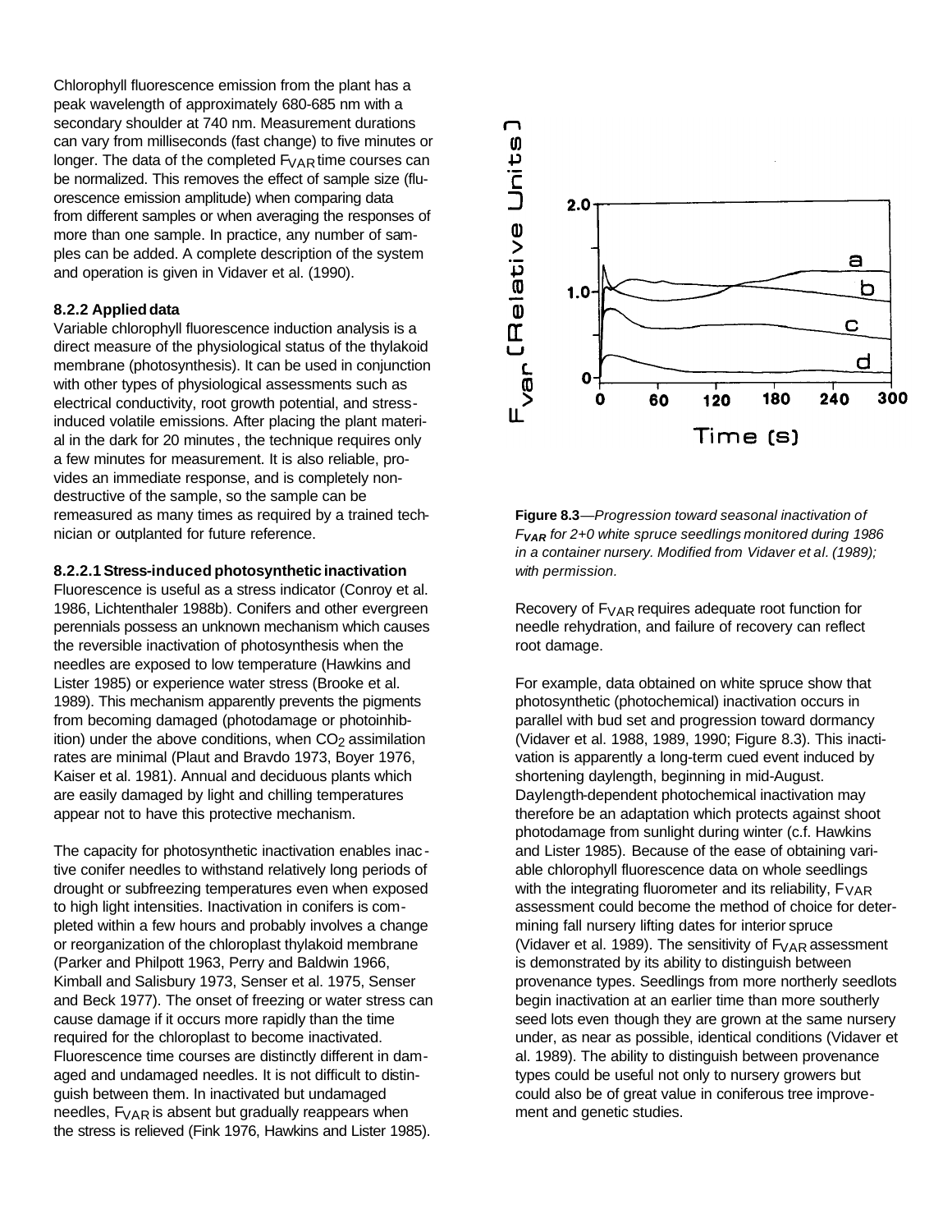Chlorophyll fluorescence emission from the plant has a peak wavelength of approximately 680-685 nm with a secondary shoulder at 740 nm. Measurement durations can vary from milliseconds (fast change) to five minutes or longer. The data of the completed $F_{VAR}$ time courses can be normalized. This removes the effect of sample size (fluorescence emission amplitude) when comparing data from different samples or when averaging the responses of more than one sample. In practice, any number of samples can be added. A complete description of the system and operation is given in Vidaver et al. (1990).

#### 8.2.2 Applied data

Variable chlorophyll fluorescence induction analysis is a direct measure of the physiological status of the thylakoid membrane (photosynthesis). It can be used in conjunction with other types of physiological assessments such as electrical conductivity, root growth potential, and stress-induced volatile emissions. After placing the plant material in the dark for 20 minutes, the technique requires only a few minutes for measurement. It is also reliable, provides an immediate response, and is completely non-destructive of the sample, so the sample can be remeasured as many times as required by a trained technician or outplanted for future reference.

#### 8.2.2.1 Stress-induced photosynthetic inactivation

Fluorescence is useful as a stress indicator (Conroy et al. 1986, Lichtenthaler 1988b). Conifers and other evergreen perennials possess an unknown mechanism which causes the reversible inactivation of photosynthesis when the needles are exposed to low temperature (Hawkins and Lister 1985) or experience water stress (Brooke et al. 1989). This mechanism apparently prevents the pigments from becoming damaged (photodamage or photoinhibition) under the above conditions, when $CO_2$ assimilation rates are minimal (Plaut and Bravdo 1973, Boyer 1976, Kaiser et al. 1981). Annual and deciduous plants which are easily damaged by light and chilling temperatures appear not to have this protective mechanism.

The capacity for photosynthetic inactivation enables inactive conifer needles to withstand relatively long periods of drought or subfreezing temperatures even when exposed to high light intensities. Inactivation in conifers is completed within a few hours and probably involves a change or reorganization of the chloroplast thylakoid membrane (Parker and Philpott 1963, Perry and Baldwin 1966, Kimball and Salisbury 1973, Senser et al. 1975, Senser and Beck 1977). The onset of freezing or water stress can cause damage if it occurs more rapidly than the time required for the chloroplast to become inactivated. Fluorescence time courses are distinctly different in damaged and undamaged needles. It is not difficult to distinguish between them. In inactivated but undamaged needles, $F_{VAR}$ is absent but gradually reappears when the stress is relieved (Fink 1976, Hawkins and Lister 1985).

**Figure 8.3**—*Progression toward seasonal inactivation of $F_{VAR}$ for 2+0 white spruce seedlings monitored during 1986 in a container nursery. Modified from Vidaver et al. (1989); with permission.*

Recovery of $F_{VAR}$ requires adequate root function for needle rehydration, and failure of recovery can reflect root damage.

For example, data obtained on white spruce show that photosynthetic (photochemical) inactivation occurs in parallel with bud set and progression toward dormancy (Vidaver et al. 1988, 1989, 1990; Figure 8.3). This inactivation is apparently a long-term cued event induced by shortening daylength, beginning in mid-August. Daylength-dependent photochemical inactivation may therefore be an adaptation which protects against shoot photodamage from sunlight during winter (c.f. Hawkins and Lister 1985). Because of the ease of obtaining variable chlorophyll fluorescence data on whole seedlings with the integrating fluorometer and its reliability, $F_{VAR}$ assessment could become the method of choice for determining fall nursery lifting dates for interior spruce (Vidaver et al. 1989). The sensitivity of $F_{VAR}$ assessment is demonstrated by its ability to distinguish between provenance types. Seedlings from more northerly seedlots begin inactivation at an earlier time than more southerly seed lots even though they are grown at the same nursery under, as near as possible, identical conditions (Vidaver et al. 1989). The ability to distinguish between provenance types could be useful not only to nursery growers but could also be of great value in coniferous tree improvement and genetic studies.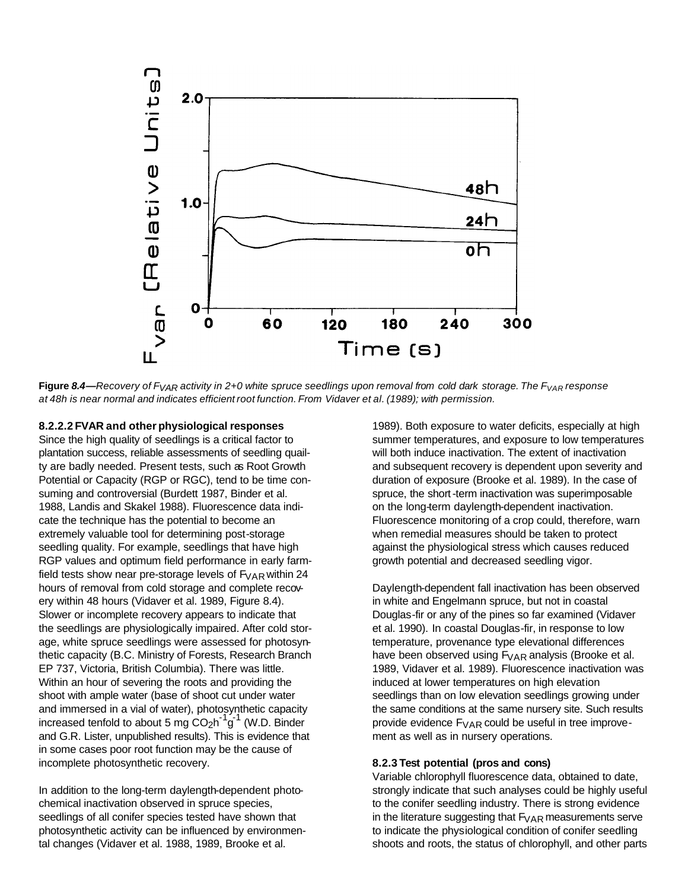**Figure 8.4—**_Recovery of $F_{VAR}$ activity in 2+0 white spruce seedlings upon removal from cold dark storage. The $F_{VAR}$ response at 48h is near normal and indicates efficient root function. From Vidaver et al. (1989); with permission._

#### 8.2.2.2 FVAR and other physiological responses

Since the high quality of seedlings is a critical factor to plantation success, reliable assessments of seedling quality are badly needed. Present tests, such as Root Growth Potential or Capacity (RGP or RGC), tend to be time consuming and controversial (Burdett 1987, Binder et al. 1988, Landis and Skakel 1988). Fluorescence data indicate the technique has the potential to become an extremely valuable tool for determining post-storage seedling quality. For example, seedlings that have high RGP values and optimum field performance in early farm-field tests show near pre-storage levels of $F_{VAR}$ within 24 hours of removal from cold storage and complete recovery within 48 hours (Vidaver et al. 1989, Figure 8.4). Slower or incomplete recovery appears to indicate that the seedlings are physiologically impaired. After cold storage, white spruce seedlings were assessed for photosynthetic capacity (B.C. Ministry of Forests, Research Branch EP 737, Victoria, British Columbia). There was little. Within an hour of severing the roots and providing the shoot with ample water (base of shoot cut under water and immersed in a vial of water), photosynthetic capacity increased tenfold to about 5 mg $CO_2h^{-1}g^{-1}$ (W.D. Binder and G.R. Lister, unpublished results). This is evidence that in some cases poor root function may be the cause of incomplete photosynthetic recovery.

In addition to the long-term daylength-dependent photochemical inactivation observed in spruce species, seedlings of all conifer species tested have shown that photosynthetic activity can be influenced by environmental changes (Vidaver et al. 1988, 1989, Brooke et al. 1989). Both exposure to water deficits, especially at high summer temperatures, and exposure to low temperatures will both induce inactivation. The extent of inactivation and subsequent recovery is dependent upon severity and duration of exposure (Brooke et al. 1989). In the case of spruce, the short-term inactivation was superimposable on the long-term daylength-dependent inactivation. Fluorescence monitoring of a crop could, therefore, warn when remedial measures should be taken to protect against the physiological stress which causes reduced growth potential and decreased seedling vigor.

Daylength-dependent fall inactivation has been observed in white and Engelmann spruce, but not in coastal Douglas-fir or any of the pines so far examined (Vidaver et al. 1990). In coastal Douglas-fir, in response to low temperature, provenance type elevational differences have been observed using $F_{VAR}$ analysis (Brooke et al. 1989, Vidaver et al. 1989). Fluorescence inactivation was induced at lower temperatures on high elevation seedlings than on low elevation seedlings growing under the same conditions at the same nursery site. Such results provide evidence $F_{VAR}$ could be useful in tree improvement as well as in nursery operations.

#### 8.2.3 Test potential (pros and cons)

Variable chlorophyll fluorescence data, obtained to date, strongly indicate that such analyses could be highly useful to the conifer seedling industry. There is strong evidence in the literature suggesting that $F_{VAR}$ measurements serve to indicate the physiological condition of conifer seedling shoots and roots, the status of chlorophyll, and other parts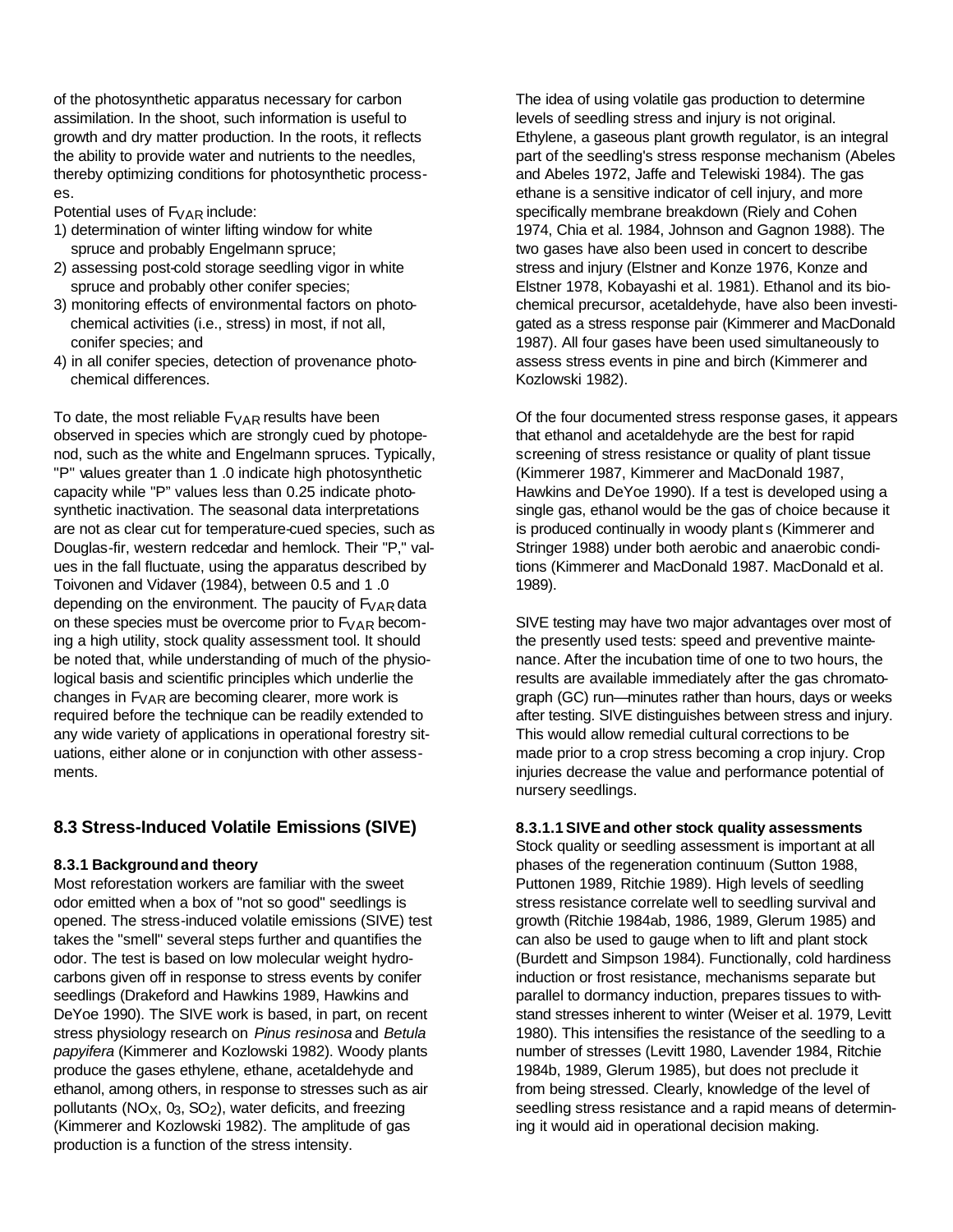of the photosynthetic apparatus necessary for carbon assimilation. In the shoot, such information is useful to growth and dry matter production. In the roots, it reflects the ability to provide water and nutrients to the needles, thereby optimizing conditions for photosynthetic processes.

Potential uses of $F_{VAR}$ include:

1) determination of winter lifting window for white spruce and probably Engelmann spruce;
2) assessing post-cold storage seedling vigor in white spruce and probably other conifer species;
3) monitoring effects of environmental factors on photochemical activities (i.e., stress) in most, if not all, conifer species; and
4) in all conifer species, detection of provenance photochemical differences.

To date, the most reliable $F_{VAR}$ results have been observed in species which are strongly cued by photoperiod, such as the white and Engelmann spruces. Typically, "P" values greater than 1 .0 indicate high photosynthetic capacity while "P" values less than 0.25 indicate photosynthetic inactivation. The seasonal data interpretations are not as clear cut for temperature-cued species, such as Douglas-fir, western redcedar and hemlock. Their "P," values in the fall fluctuate, using the apparatus described by Toivonen and Vidaver (1984), between 0.5 and 1 .0 depending on the environment. The paucity of $F_{VAR}$ data on these species must be overcome prior to $F_{VAR}$ becoming a high utility, stock quality assessment tool. It should be noted that, while understanding of much of the physiological basis and scientific principles which underlie the changes in $F_{VAR}$ are becoming clearer, more work is required before the technique can be readily extended to any wide variety of applications in operational forestry situations, either alone or in conjunction with other assessments.

## 8.3 Stress-Induced Volatile Emissions (SIVE)

### 8.3.1 Background and theory

Most reforestation workers are familiar with the sweet odor emitted when a box of "not so good" seedlings is opened. The stress-induced volatile emissions (SIVE) test takes the "smell" several steps further and quantifies the odor. The test is based on low molecular weight hydrocarbons given off in response to stress events by conifer seedlings (Drakeford and Hawkins 1989, Hawkins and DeYoe 1990). The SIVE work is based, in part, on recent stress physiology research on *Pinus resinosa* and *Betula papyifera* (Kimmerer and Kozlowski 1982). Woody plants produce the gases ethylene, ethane, acetaldehyde and ethanol, among others, in response to stresses such as air pollutants ($NO_X$, $0_3$, $SO_2$), water deficits, and freezing (Kimmerer and Kozlowski 1982). The amplitude of gas production is a function of the stress intensity.

The idea of using volatile gas production to determine levels of seedling stress and injury is not original. Ethylene, a gaseous plant growth regulator, is an integral part of the seedling's stress response mechanism (Abeles and Abeles 1972, Jaffe and Telewiski 1984). The gas ethane is a sensitive indicator of cell injury, and more specifically membrane breakdown (Riely and Cohen 1974, Chia et al. 1984, Johnson and Gagnon 1988). The two gases have also been used in concert to describe stress and injury (Elstner and Konze 1976, Konze and Elstner 1978, Kobayashi et al. 1981). Ethanol and its biochemical precursor, acetaldehyde, have also been investigated as a stress response pair (Kimmerer and MacDonald 1987). All four gases have been used simultaneously to assess stress events in pine and birch (Kimmerer and Kozlowski 1982).

Of the four documented stress response gases, it appears that ethanol and acetaldehyde are the best for rapid screening of stress resistance or quality of plant tissue (Kimmerer 1987, Kimmerer and MacDonald 1987, Hawkins and DeYoe 1990). If a test is developed using a single gas, ethanol would be the gas of choice because it is produced continually in woody plants (Kimmerer and Stringer 1988) under both aerobic and anaerobic conditions (Kimmerer and MacDonald 1987. MacDonald et al. 1989).

SIVE testing may have two major advantages over most of the presently used tests: speed and preventive maintenance. After the incubation time of one to two hours, the results are available immediately after the gas chromatograph (GC) run—minutes rather than hours, days or weeks after testing. SIVE distinguishes between stress and injury. This would allow remedial cultural corrections to be made prior to a crop stress becoming a crop injury. Crop injuries decrease the value and performance potential of nursery seedlings.

#### 8.3.1.1 SIVE and other stock quality assessments

Stock quality or seedling assessment is important at all phases of the regeneration continuum (Sutton 1988, Puttonen 1989, Ritchie 1989). High levels of seedling stress resistance correlate well to seedling survival and growth (Ritchie 1984ab, 1986, 1989, Glerum 1985) and can also be used to gauge when to lift and plant stock (Burdett and Simpson 1984). Functionally, cold hardiness induction or frost resistance, mechanisms separate but parallel to dormancy induction, prepares tissues to withstand stresses inherent to winter (Weiser et al. 1979, Levitt 1980). This intensifies the resistance of the seedling to a number of stresses (Levitt 1980, Lavender 1984, Ritchie 1984b, 1989, Glerum 1985), but does not preclude it from being stressed. Clearly, knowledge of the level of seedling stress resistance and a rapid means of determining it would aid in operational decision making.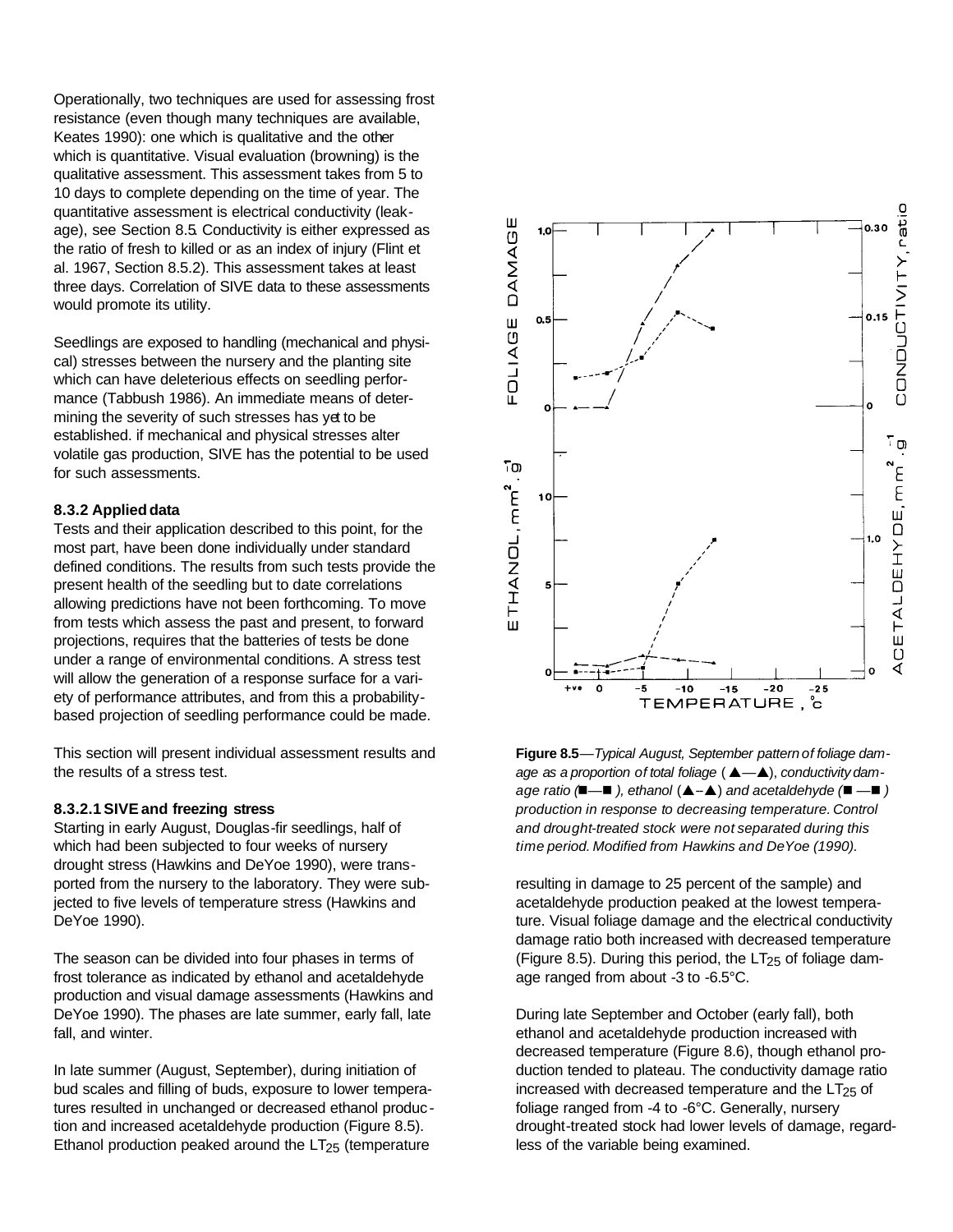Operationally, two techniques are used for assessing frost resistance (even though many techniques are available, Keates 1990): one which is qualitative and the other which is quantitative. Visual evaluation (browning) is the qualitative assessment. This assessment takes from 5 to 10 days to complete depending on the time of year. The quantitative assessment is electrical conductivity (leakage), see Section 8.5. Conductivity is either expressed as the ratio of fresh to killed or as an index of injury (Flint et al. 1967, Section 8.5.2). This assessment takes at least three days. Correlation of SIVE data to these assessments would promote its utility.

Seedlings are exposed to handling (mechanical and physical) stresses between the nursery and the planting site which can have deleterious effects on seedling performance (Tabbush 1986). An immediate means of determining the severity of such stresses has yet to be established. if mechanical and physical stresses alter volatile gas production, SIVE has the potential to be used for such assessments.

### 8.3.2 Applied data

Tests and their application described to this point, for the most part, have been done individually under standard defined conditions. The results from such tests provide the present health of the seedling but to date correlations allowing predictions have not been forthcoming. To move from tests which assess the past and present, to forward projections, requires that the batteries of tests be done under a range of environmental conditions. A stress test will allow the generation of a response surface for a variety of performance attributes, and from this a probability-based projection of seedling performance could be made.

This section will present individual assessment results and the results of a stress test.

#### 8.3.2.1 SIVE and freezing stress

Starting in early August, Douglas-fir seedlings, half of which had been subjected to four weeks of nursery drought stress (Hawkins and DeYoe 1990), were transported from the nursery to the laboratory. They were subjected to five levels of temperature stress (Hawkins and DeYoe 1990).

The season can be divided into four phases in terms of frost tolerance as indicated by ethanol and acetaldehyde production and visual damage assessments (Hawkins and DeYoe 1990). The phases are late summer, early fall, late fall, and winter.

In late summer (August, September), during initiation of bud scales and filling of buds, exposure to lower temperatures resulted in unchanged or decreased ethanol production and increased acetaldehyde production (Figure 8.5). Ethanol production peaked around the $LT_{25}$ (temperature resulting in damage to 25 percent of the sample) and acetaldehyde production peaked at the lowest temperature. Visual foliage damage and the electrical conductivity damage ratio both increased with decreased temperature (Figure 8.5). During this period, the $LT_{25}$ of foliage damage ranged from about -3 to -6.5°C.

**Figure 8.5**—*Typical August, September pattern of foliage damage as a proportion of total foliage (▲—▲), conductivity damage ratio (■—■), ethanol (▲–▲) and acetaldehyde (■ —■) production in response to decreasing temperature. Control and drought-treated stock were not separated during this time period. Modified from Hawkins and DeYoe (1990).*

During late September and October (early fall), both ethanol and acetaldehyde production increased with decreased temperature (Figure 8.6), though ethanol production tended to plateau. The conductivity damage ratio increased with decreased temperature and the $LT_{25}$ of foliage ranged from -4 to -6°C. Generally, nursery drought-treated stock had lower levels of damage, regardless of the variable being examined.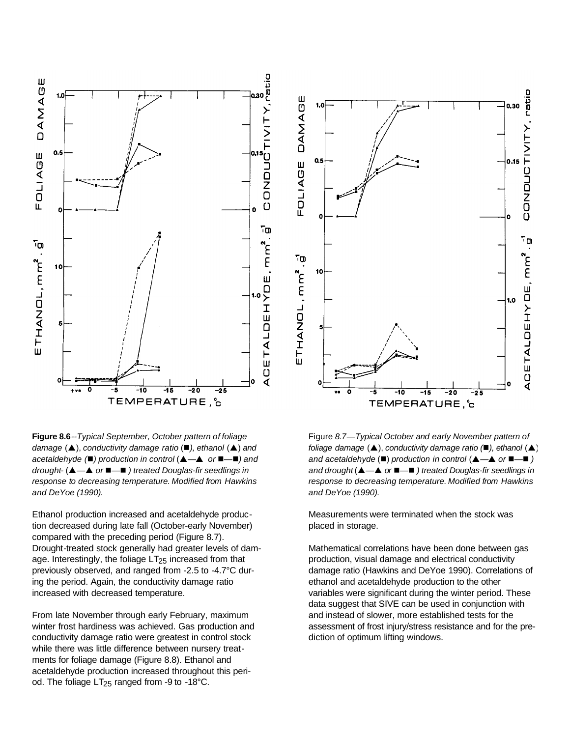**Figure 8.6**--*Typical September, October pattern of foliage damage (▲), conductivity damage ratio (■), ethanol (▲) and acetaldehyde (■) production in control (▲—▲ or ■—■) and drought- (▲—▲ or ■—■ ) treated Douglas-fir seedlings in response to decreasing temperature. Modified from Hawkins and DeYoe (1990).*

Ethanol production increased and acetaldehyde production decreased during late fall (October-early November) compared with the preceding period (Figure 8.7). Drought-treated stock generally had greater levels of damage. Interestingly, the foliage $LT_{25}$ increased from that previously observed, and ranged from -2.5 to -4.7°C during the period. Again, the conductivity damage ratio increased with decreased temperature.

From late November through early February, maximum winter frost hardiness was achieved. Gas production and conductivity damage ratio were greatest in control stock while there was little difference between nursery treatments for foliage damage (Figure 8.8). Ethanol and acetaldehyde production increased throughout this period. The foliage $LT_{25}$ ranged from -9 to -18°C.

Figure *8.7—Typical October and early November pattern of foliage damage (▲), conductivity damage ratio (■), ethanol (▲) and acetaldehyde (■) production in control (▲—▲ or ■—■ ) and drought (▲—▲ or ■—■ ) treated Douglas-fir seedlings in response to decreasing temperature. Modified from Hawkins and DeYoe (1990).*

Measurements were terminated when the stock was placed in storage.

Mathematical correlations have been done between gas production, visual damage and electrical conductivity damage ratio (Hawkins and DeYoe 1990). Correlations of ethanol and acetaldehyde production to the other variables were significant during the winter period. These data suggest that SIVE can be used in conjunction with and instead of slower, more established tests for the assessment of frost injury/stress resistance and for the prediction of optimum lifting windows.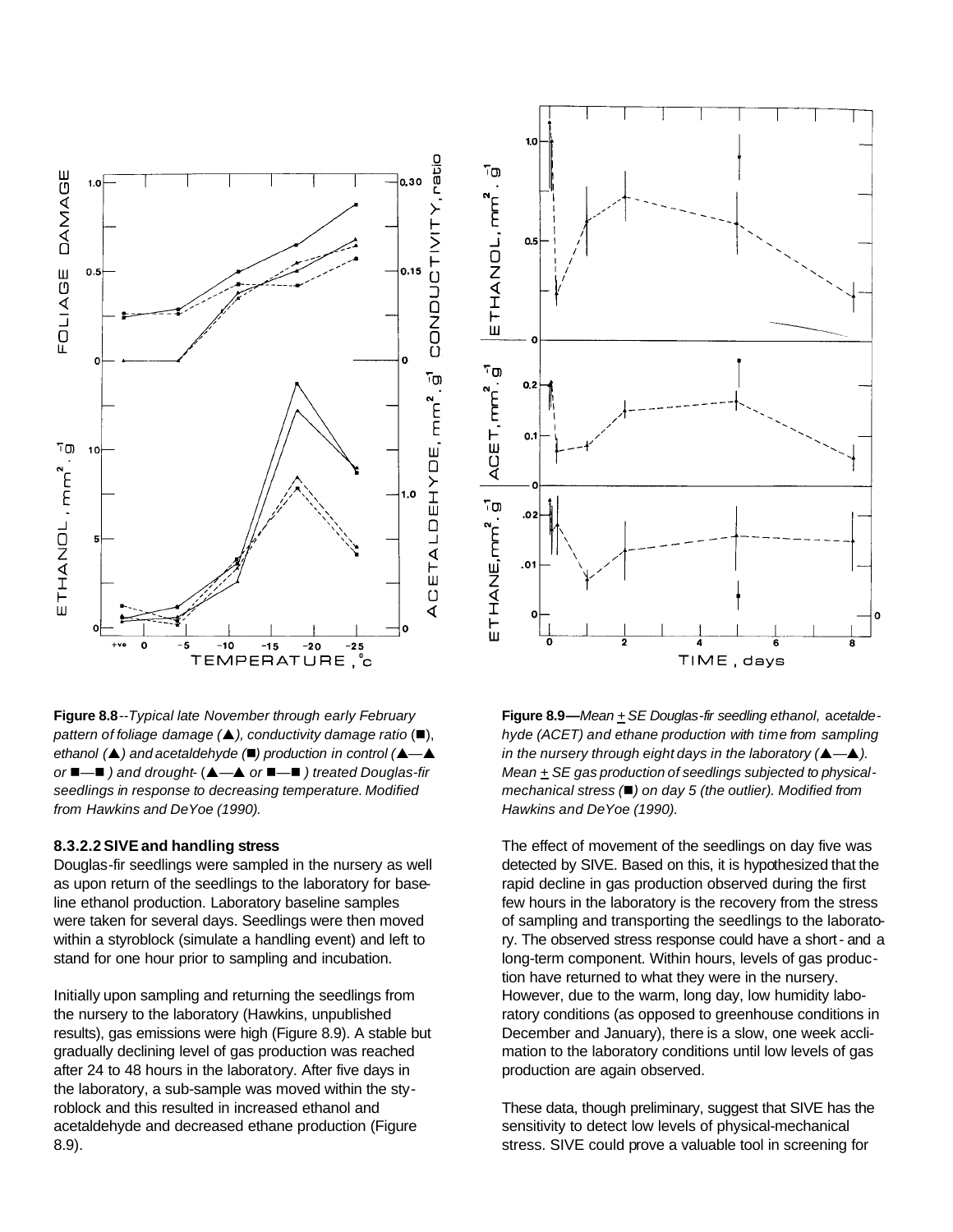**Figure 8.8**--*Typical late November through early February pattern of foliage damage (▲), conductivity damage ratio (■), ethanol (▲) and acetaldehyde (■) production in control (▲—▲ or ■—■ ) and drought- (▲—▲ or ■—■ ) treated Douglas-fir seedlings in response to decreasing temperature. Modified from Hawkins and DeYoe (1990).*

**Figure 8.9—***Mean ± SE Douglas-fir seedling ethanol, acetaldehyde (ACET) and ethane production with time from sampling in the nursery through eight days in the laboratory (▲—▲). Mean ± SE gas production of seedlings subjected to physical-mechanical stress (■) on day 5 (the outlier). Modified from Hawkins and DeYoe (1990).*

#### 8.3.2.2 SIVE and handling stress

Douglas-fir seedlings were sampled in the nursery as well as upon return of the seedlings to the laboratory for baseline ethanol production. Laboratory baseline samples were taken for several days. Seedlings were then moved within a styroblock (simulate a handling event) and left to stand for one hour prior to sampling and incubation.

Initially upon sampling and returning the seedlings from the nursery to the laboratory (Hawkins, unpublished results), gas emissions were high (Figure 8.9). A stable but gradually declining level of gas production was reached after 24 to 48 hours in the laboratory. After five days in the laboratory, a sub-sample was moved within the styroblock and this resulted in increased ethanol and acetaldehyde and decreased ethane production (Figure 8.9).

The effect of movement of the seedlings on day five was detected by SIVE. Based on this, it is hypothesized that the rapid decline in gas production observed during the first few hours in the laboratory is the recovery from the stress of sampling and transporting the seedlings to the laboratory. The observed stress response could have a short- and a long-term component. Within hours, levels of gas production have returned to what they were in the nursery. However, due to the warm, long day, low humidity laboratory conditions (as opposed to greenhouse conditions in December and January), there is a slow, one week acclimation to the laboratory conditions until low levels of gas production are again observed.

These data, though preliminary, suggest that SIVE has the sensitivity to detect low levels of physical-mechanical stress. SIVE could prove a valuable tool in screening for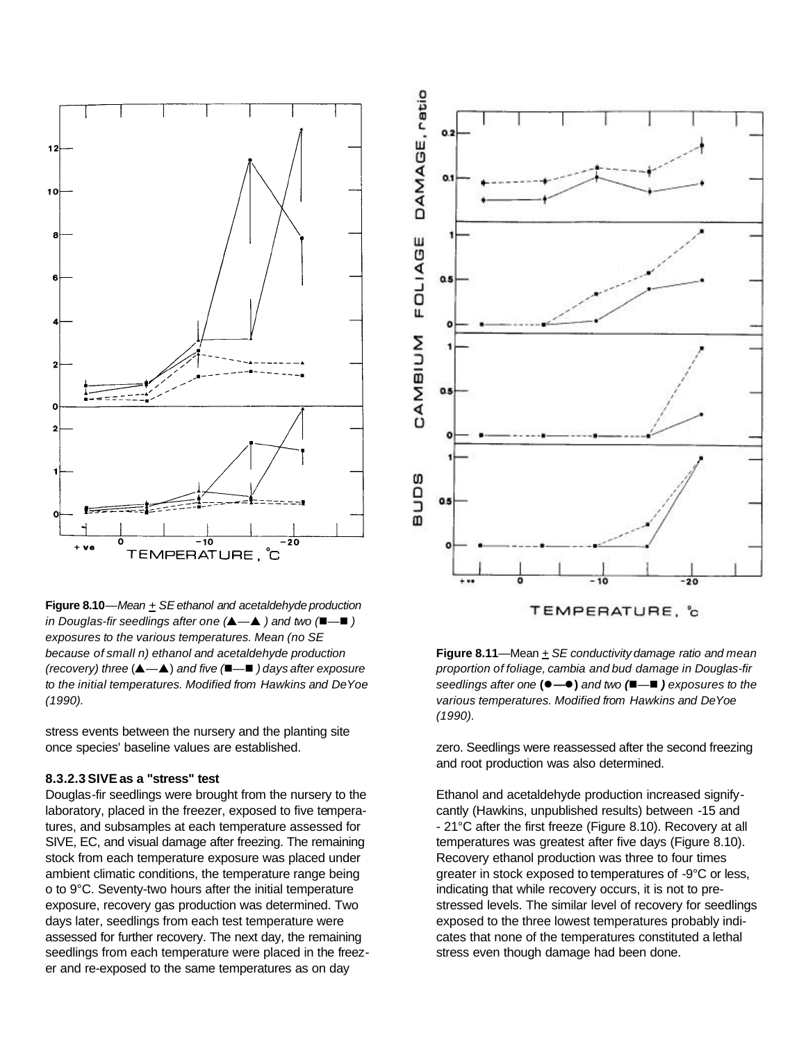**Figure 8.10**—*Mean ± SE ethanol and acetaldehyde production in Douglas-fir seedlings after one (▲—▲) and two (■—■) exposures to the various temperatures. Mean (no SE because of small n) ethanol and acetaldehyde production (recovery) three (▲—▲) and five (■—■) days after exposure to the initial temperatures. Modified from Hawkins and DeYoe (1990).*

**Figure 8.11**—Mean ± *SE conductivity damage ratio and mean proportion of foliage, cambia and bud damage in Douglas-fir seedlings after one* **(●—●)** *and two (■—■) exposures to the various temperatures. Modified from Hawkins and DeYoe (1990).*

stress events between the nursery and the planting site once species' baseline values are established.

#### 8.3.2.3 SIVE as a "stress" test

Douglas-fir seedlings were brought from the nursery to the laboratory, placed in the freezer, exposed to five temperatures, and subsamples at each temperature assessed for SIVE, EC, and visual damage after freezing. The remaining stock from each temperature exposure was placed under ambient climatic conditions, the temperature range being o to 9°C. Seventy-two hours after the initial temperature exposure, recovery gas production was determined. Two days later, seedlings from each test temperature were assessed for further recovery. The next day, the remaining seedlings from each temperature were placed in the freezer and re-exposed to the same temperatures as on day zero. Seedlings were reassessed after the second freezing and root production was also determined.

Ethanol and acetaldehyde production increased significantly (Hawkins, unpublished results) between -15 and -21°C after the first freeze (Figure 8.10). Recovery at all temperatures was greatest after five days (Figure 8.10). Recovery ethanol production was three to four times greater in stock exposed to temperatures of -9°C or less, indicating that while recovery occurs, it is not to pre-stressed levels. The similar level of recovery for seedlings exposed to the three lowest temperatures probably indicates that none of the temperatures constituted a lethal stress even though damage had been done.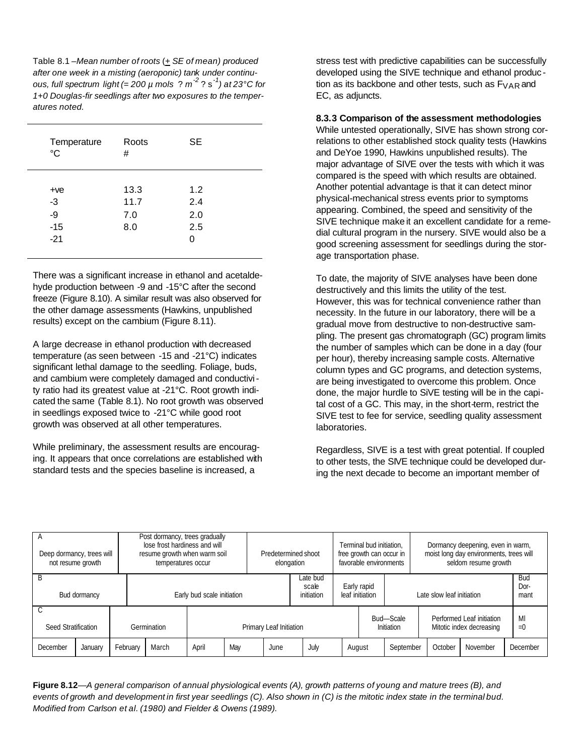Table 8.1 –*Mean number of roots (± SE of mean) produced after one week in a misting (aeroponic) tank under continuous, full spectrum light (= 200 µ mols ? m$^{-2}$ ? s$^{-1}$) at 23°C for 1+0 Douglas-fir seedlings after two exposures to the temperatures noted.*

| Temperature °C | Roots # | SE |
|---|---|---|
| +ve | 13.3 | 1.2 |
| -3 | 11.7 | 2.4 |
| -9 | 7.0 | 2.0 |
| -15 | 8.0 | 2.5 |
| -21 | | 0 |

There was a significant increase in ethanol and acetaldehyde production between -9 and -15°C after the second freeze (Figure 8.10). A similar result was also observed for the other damage assessments (Hawkins, unpublished results) except on the cambium (Figure 8.11).

A large decrease in ethanol production with decreased temperature (as seen between -15 and -21°C) indicates significant lethal damage to the seedling. Foliage, buds, and cambium were completely damaged and conductivity ratio had its greatest value at -21°C. Root growth indicated the same (Table 8.1). No root growth was observed in seedlings exposed twice to -21°C while good root growth was observed at all other temperatures.

While preliminary, the assessment results are encouraging. It appears that once correlations are established with standard tests and the species baseline is increased, a stress test with predictive capabilities can be successfully developed using the SIVE technique and ethanol production as its backbone and other tests, such as $F_{VAR}$ and EC, as adjuncts.

**8.3.3 Comparison of the assessment methodologies**

While untested operationally, SIVE has shown strong correlations to other established stock quality tests (Hawkins and DeYoe 1990, Hawkins unpublished results). The major advantage of SIVE over the tests with which it was compared is the speed with which results are obtained. Another potential advantage is that it can detect minor physical-mechanical stress events prior to symptoms appearing. Combined, the speed and sensitivity of the SIVE technique make it an excellent candidate for a remedial cultural program in the nursery. SIVE would also be a good screening assessment for seedlings during the storage transportation phase.

To date, the majority of SIVE analyses have been done destructively and this limits the utility of the test. However, this was for technical convenience rather than necessity. In the future in our laboratory, there will be a gradual move from destructive to non-destructive sampling. The present gas chromatograph (GC) program limits the number of samples which can be done in a day (four per hour), thereby increasing sample costs. Alternative column types and GC programs, and detection systems, are being investigated to overcome this problem. Once done, the major hurdle to SiVE testing will be in the capital cost of a GC. This may, in the short-term, restrict the SIVE test to fee for service, seedling quality assessment laboratories.

Regardless, SIVE is a test with great potential. If coupled to other tests, the SIVE technique could be developed during the next decade to become an important member of

| December | January | February | March | April | May | June | July | August | September | October | November | December |
|---|---|---|---|---|---|---|---|---|---|---|---|---|
| A: Deep dormancy, trees will not resume growth | | Post dormancy, trees gradually lose frost hardiness and will resume growth when warm soil temperatures occur | | | Predetermined shoot elongation | | | Terminal bud initiation, free growth can occur in favorable environments | | Dormancy deepening, even in warm, moist long day environments, trees will seldom resume growth | | |
| B: Bud dormancy | | | Early bud scale initiation | | | | Late bud scale initiation | Early rapid leaf initiation | Late slow leaf initiation | | | Bud Dormant |
| C: Seed Stratification | | Germination | | Primary Leaf Initiation | | | | | Bud—Scale Initiation | Performed Leaf initiation Mitotic index decreasing | | MI =0 |

**Figure 8.12**—*A general comparison of annual physiological events (A), growth patterns of young and mature trees (B), and events of growth and development in first year seedlings (C). Also shown in (C) is the mitotic index state in the terminal bud. Modified from Carlson et al. (1980) and Fielder & Owens (1989).*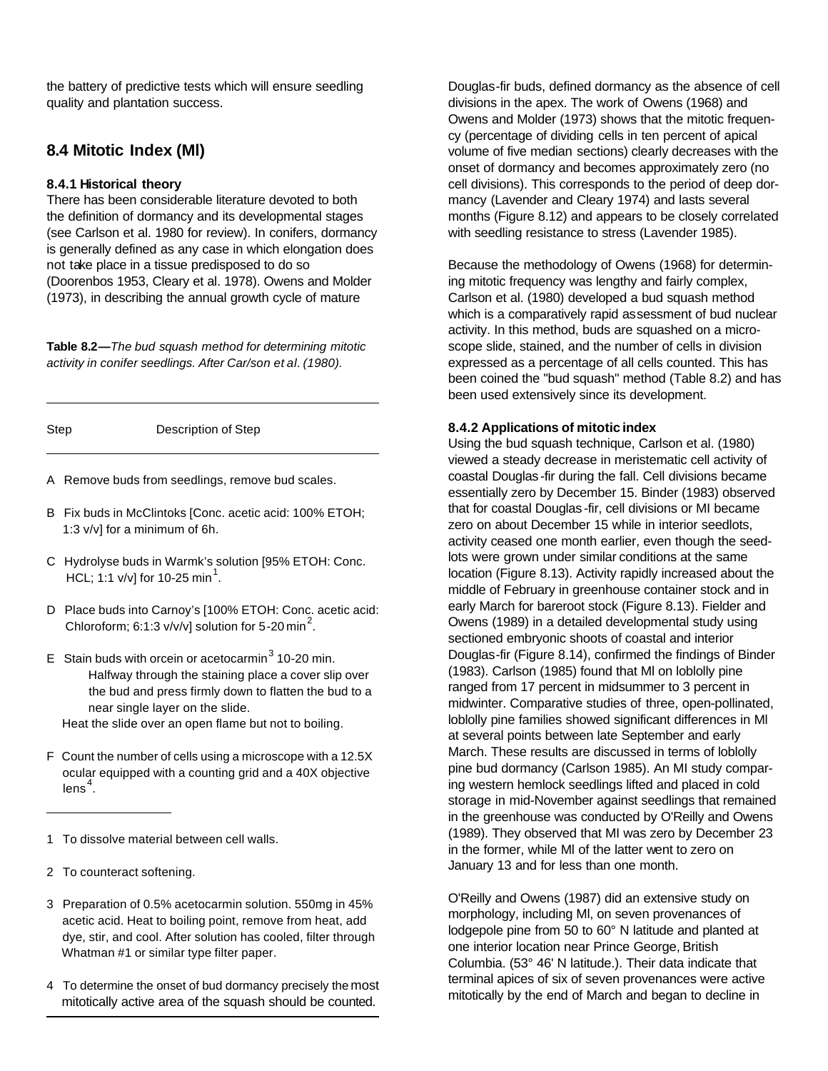the battery of predictive tests which will ensure seedling quality and plantation success.

## 8.4 Mitotic Index (MI)

### 8.4.1 Historical theory

There has been considerable literature devoted to both the definition of dormancy and its developmental stages (see Carlson et al. 1980 for review). In conifers, dormancy is generally defined as any case in which elongation does not take place in a tissue predisposed to do so (Doorenbos 1953, Cleary et al. 1978). Owens and Molder (1973), in describing the annual growth cycle of mature Douglas-fir buds, defined dormancy as the absence of cell divisions in the apex. The work of Owens (1968) and Owens and Molder (1973) shows that the mitotic frequency (percentage of dividing cells in ten percent of apical volume of five median sections) clearly decreases with the onset of dormancy and becomes approximately zero (no cell divisions). This corresponds to the period of deep dormancy (Lavender and Cleary 1974) and lasts several months (Figure 8.12) and appears to be closely correlated with seedling resistance to stress (Lavender 1985).

Because the methodology of Owens (1968) for determining mitotic frequency was lengthy and fairly complex, Carlson et al. (1980) developed a bud squash method which is a comparatively rapid assessment of bud nuclear activity. In this method, buds are squashed on a microscope slide, stained, and the number of cells in division expressed as a percentage of all cells counted. This has been coined the "bud squash" method (Table 8.2) and has been used extensively since its development.

**Table 8.2—***The bud squash method for determining mitotic activity in conifer seedlings. After Car/son et al. (1980).*

| Step | Description of Step |
|---|---|
| A | Remove buds from seedlings, remove bud scales. |
| B | Fix buds in McClintoks [Conc. acetic acid: 100% ETOH; 1:3 v/v] for a minimum of 6h. |
| C | Hydrolyse buds in Warmk's solution [95% ETOH: Conc. HCL; 1:1 v/v] for 10-25 min[1]. |
| D | Place buds into Carnoy's [100% ETOH: Conc. acetic acid: Chloroform; 6:1:3 v/v/v] solution for 5-20 min[2]. |
| E | Stain buds with orcein or acetocarmin[3] 10-20 min. Halfway through the staining place a cover slip over the bud and press firmly down to flatten the bud to a near single layer on the slide. Heat the slide over an open flame but not to boiling. |
| F | Count the number of cells using a microscope with a 12.5X ocular equipped with a counting grid and a 40X objective lens[4]. |

1 To dissolve material between cell walls.

2 To counteract softening.

3 Preparation of 0.5% acetocarmin solution. 550mg in 45% acetic acid. Heat to boiling point, remove from heat, add dye, stir, and cool. After solution has cooled, filter through Whatman #1 or similar type filter paper.

4 To determine the onset of bud dormancy precisely the most mitotically active area of the squash should be counted.

### 8.4.2 Applications of mitotic index

Using the bud squash technique, Carlson et al. (1980) viewed a steady decrease in meristematic cell activity of coastal Douglas-fir during the fall. Cell divisions became essentially zero by December 15. Binder (1983) observed that for coastal Douglas-fir, cell divisions or MI became zero on about December 15 while in interior seedlots, activity ceased one month earlier, even though the seedlots were grown under similar conditions at the same location (Figure 8.13). Activity rapidly increased about the middle of February in greenhouse container stock and in early March for bareroot stock (Figure 8.13). Fielder and Owens (1989) in a detailed developmental study using sectioned embryonic shoots of coastal and interior Douglas-fir (Figure 8.14), confirmed the findings of Binder (1983). Carlson (1985) found that MI on loblolly pine ranged from 17 percent in midsummer to 3 percent in midwinter. Comparative studies of three, open-pollinated, loblolly pine families showed significant differences in MI at several points between late September and early March. These results are discussed in terms of loblolly pine bud dormancy (Carlson 1985). An MI study comparing western hemlock seedlings lifted and placed in cold storage in mid-November against seedlings that remained in the greenhouse was conducted by O'Reilly and Owens (1989). They observed that MI was zero by December 23 in the former, while MI of the latter went to zero on January 13 and for less than one month.

O'Reilly and Owens (1987) did an extensive study on morphology, including MI, on seven provenances of lodgepole pine from 50 to 60° N latitude and planted at one interior location near Prince George, British Columbia. (53° 46' N latitude.). Their data indicate that terminal apices of six of seven provenances were active mitotically by the end of March and began to decline in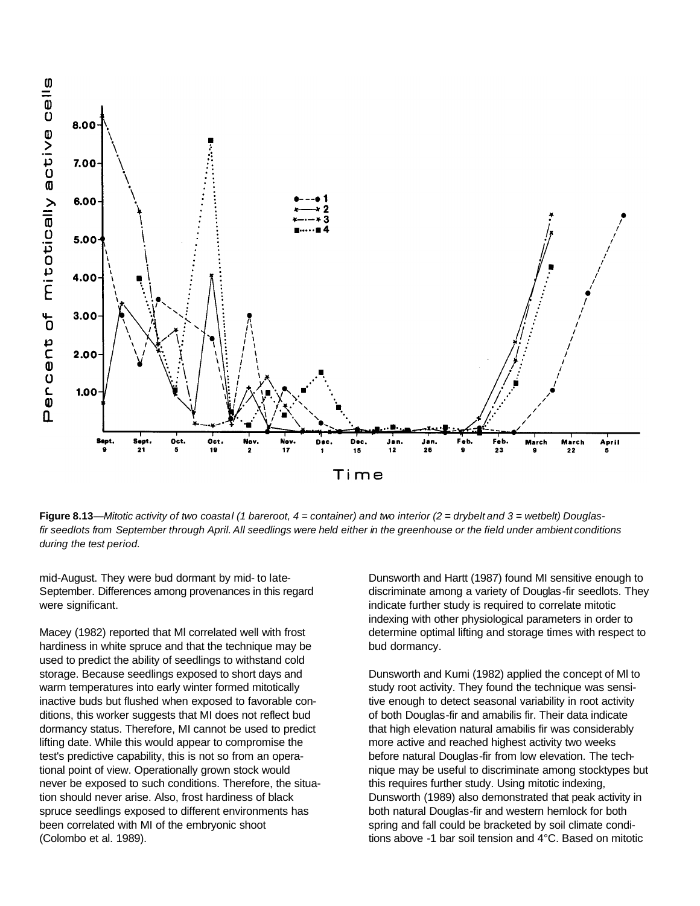**Figure 8.13**—*Mitotic activity of two coastal (1 bareroot, 4 = container) and two interior (2 = drybelt and 3 = wetbelt) Douglas-fir seedlots from September through April. All seedlings were held either in the greenhouse or the field under ambient conditions during the test period.*

mid-August. They were bud dormant by mid- to late-September. Differences among provenances in this regard were significant.

Macey (1982) reported that MI correlated well with frost hardiness in white spruce and that the technique may be used to predict the ability of seedlings to withstand cold storage. Because seedlings exposed to short days and warm temperatures into early winter formed mitotically inactive buds but flushed when exposed to favorable conditions, this worker suggests that MI does not reflect bud dormancy status. Therefore, MI cannot be used to predict lifting date. While this would appear to compromise the test's predictive capability, this is not so from an operational point of view. Operationally grown stock would never be exposed to such conditions. Therefore, the situation should never arise. Also, frost hardiness of black spruce seedlings exposed to different environments has been correlated with MI of the embryonic shoot (Colombo et al. 1989).

Dunsworth and Hartt (1987) found MI sensitive enough to discriminate among a variety of Douglas-fir seedlots. They indicate further study is required to correlate mitotic indexing with other physiological parameters in order to determine optimal lifting and storage times with respect to bud dormancy.

Dunsworth and Kumi (1982) applied the concept of MI to study root activity. They found the technique was sensitive enough to detect seasonal variability in root activity of both Douglas-fir and amabilis fir. Their data indicate that high elevation natural amabilis fir was considerably more active and reached highest activity two weeks before natural Douglas-fir from low elevation. The technique may be useful to discriminate among stocktypes but this requires further study. Using mitotic indexing, Dunsworth (1989) also demonstrated that peak activity in both natural Douglas-fir and western hemlock for both spring and fall could be bracketed by soil climate conditions above -1 bar soil tension and 4°C. Based on mitotic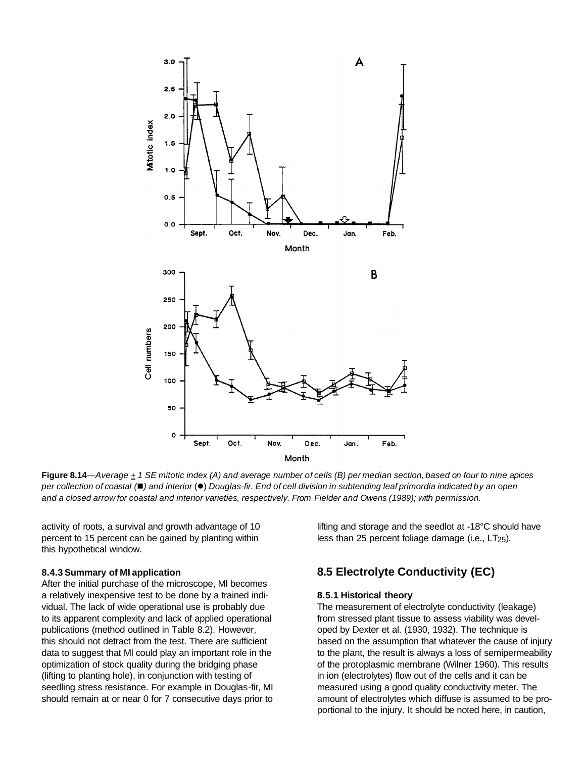**Figure 8.14**—*Average ± 1 SE mitotic index (A) and average number of cells (B) per median section, based on four to nine apices per collection of coastal (■) and interior (●) Douglas-fir. End of cell division in subtending leaf primordia indicated by an open and a closed arrow for coastal and interior varieties, respectively. From Fielder and Owens (1989); with permission.*

activity of roots, a survival and growth advantage of 10 percent to 15 percent can be gained by planting within this hypothetical window.

#### 8.4.3 Summary of MI application

After the initial purchase of the microscope, MI becomes a relatively inexpensive test to be done by a trained individual. The lack of wide operational use is probably due to its apparent complexity and lack of applied operational publications (method outlined in Table 8.2). However, this should not detract from the test. There are sufficient data to suggest that MI could play an important role in the optimization of stock quality during the bridging phase (lifting to planting hole), in conjunction with testing of seedling stress resistance. For example in Douglas-fir, MI should remain at or near 0 for 7 consecutive days prior to lifting and storage and the seedlot at -18°C should have less than 25 percent foliage damage (i.e., $LT_{25}$).

## 8.5 Electrolyte Conductivity (EC)

#### 8.5.1 Historical theory

The measurement of electrolyte conductivity (leakage) from stressed plant tissue to assess viability was developed by Dexter et al. (1930, 1932). The technique is based on the assumption that whatever the cause of injury to the plant, the result is always a loss of semipermeability of the protoplasmic membrane (Wilner 1960). This results in ion (electrolytes) flow out of the cells and it can be measured using a good quality conductivity meter. The amount of electrolytes which diffuse is assumed to be proportional to the injury. It should be noted here, in caution,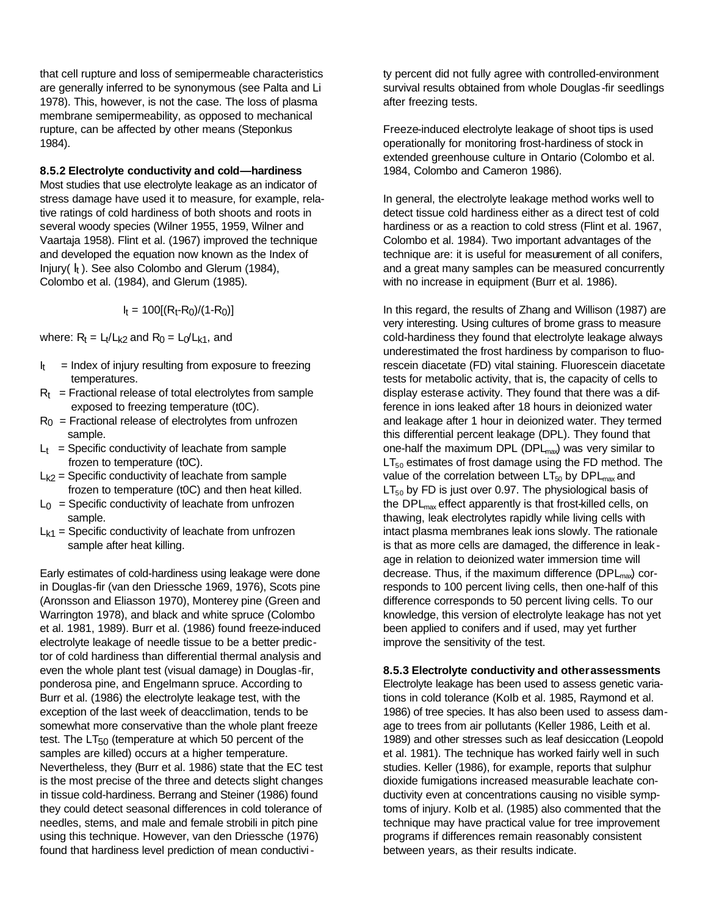that cell rupture and loss of semipermeable characteristics are generally inferred to be synonymous (see Palta and Li 1978). This, however, is not the case. The loss of plasma membrane semipermeability, as opposed to mechanical rupture, can be affected by other means (Steponkus 1984).

### 8.5.2 Electrolyte conductivity and cold—hardiness

Most studies that use electrolyte leakage as an indicator of stress damage have used it to measure, for example, relative ratings of cold hardiness of both shoots and roots in several woody species (Wilner 1955, 1959, Wilner and Vaartaja 1958). Flint et al. (1967) improved the technique and developed the equation now known as the Index of Injury( $I_t$ ). See also Colombo and Glerum (1984), Colombo et al. (1984), and Glerum (1985).

$$I_t = 100[(R_t - R_0)/(1 - R_0)]$$

where: $R_t = L_t/L_{k2}$ and $R_0 = L_0/L_{k1}$, and

- $I_t$ = Index of injury resulting from exposure to freezing temperatures.
- $R_t$ = Fractional release of total electrolytes from sample exposed to freezing temperature (t0C).
- $R_0$ = Fractional release of electrolytes from unfrozen sample.
- $L_t$ = Specific conductivity of leachate from sample frozen to temperature (t0C).
- $L_{k2}$ = Specific conductivity of leachate from sample frozen to temperature (t0C) and then heat killed.
- $L_0$ = Specific conductivity of leachate from unfrozen sample.
- $L_{k1}$ = Specific conductivity of leachate from unfrozen sample after heat killing.

Early estimates of cold-hardiness using leakage were done in Douglas-fir (van den Driessche 1969, 1976), Scots pine (Aronsson and Eliasson 1970), Monterey pine (Green and Warrington 1978), and black and white spruce (Colombo et al. 1981, 1989). Burr et al. (1986) found freeze-induced electrolyte leakage of needle tissue to be a better predictor of cold hardiness than differential thermal analysis and even the whole plant test (visual damage) in Douglas-fir, ponderosa pine, and Engelmann spruce. According to Burr et al. (1986) the electrolyte leakage test, with the exception of the last week of deacclimation, tends to be somewhat more conservative than the whole plant freeze test. The $LT_{50}$ (temperature at which 50 percent of the samples are killed) occurs at a higher temperature. Nevertheless, they (Burr et al. 1986) state that the EC test is the most precise of the three and detects slight changes in tissue cold-hardiness. Berrang and Steiner (1986) found they could detect seasonal differences in cold tolerance of needles, stems, and male and female strobili in pitch pine using this technique. However, van den Driessche (1976) found that hardiness level prediction of mean conductivity percent did not fully agree with controlled-environment survival results obtained from whole Douglas-fir seedlings after freezing tests.

Freeze-induced electrolyte leakage of shoot tips is used operationally for monitoring frost-hardiness of stock in extended greenhouse culture in Ontario (Colombo et al. 1984, Colombo and Cameron 1986).

In general, the electrolyte leakage method works well to detect tissue cold hardiness either as a direct test of cold hardiness or as a reaction to cold stress (Flint et al. 1967, Colombo et al. 1984). Two important advantages of the technique are: it is useful for measurement of all conifers, and a great many samples can be measured concurrently with no increase in equipment (Burr et al. 1986).

In this regard, the results of Zhang and Willison (1987) are very interesting. Using cultures of brome grass to measure cold-hardiness they found that electrolyte leakage always underestimated the frost hardiness by comparison to fluorescein diacetate (FD) vital staining. Fluorescein diacetate tests for metabolic activity, that is, the capacity of cells to display esterase activity. They found that there was a difference in ions leaked after 18 hours in deionized water and leakage after 1 hour in deionized water. They termed this differential percent leakage (DPL). They found that one-half the maximum DPL ($DPL_{max}$) was very similar to $LT_{50}$ estimates of frost damage using the FD method. The value of the correlation between $LT_{50}$ by $DPL_{max}$ and $LT_{50}$ by FD is just over 0.97. The physiological basis of the $DPL_{max}$ effect apparently is that frost-killed cells, on thawing, leak electrolytes rapidly while living cells with intact plasma membranes leak ions slowly. The rationale is that as more cells are damaged, the difference in leakage in relation to deionized water immersion time will decrease. Thus, if the maximum difference ($DPL_{max}$) corresponds to 100 percent living cells, then one-half of this difference corresponds to 50 percent living cells. To our knowledge, this version of electrolyte leakage has not yet been applied to conifers and if used, may yet further improve the sensitivity of the test.

### 8.5.3 Electrolyte conductivity and other assessments

Electrolyte leakage has been used to assess genetic variations in cold tolerance (Kolb et al. 1985, Raymond et al. 1986) of tree species. It has also been used to assess damage to trees from air pollutants (Keller 1986, Leith et al. 1989) and other stresses such as leaf desiccation (Leopold et al. 1981). The technique has worked fairly well in such studies. Keller (1986), for example, reports that sulphur dioxide fumigations increased measurable leachate conductivity even at concentrations causing no visible symptoms of injury. Kolb et al. (1985) also commented that the technique may have practical value for tree improvement programs if differences remain reasonably consistent between years, as their results indicate.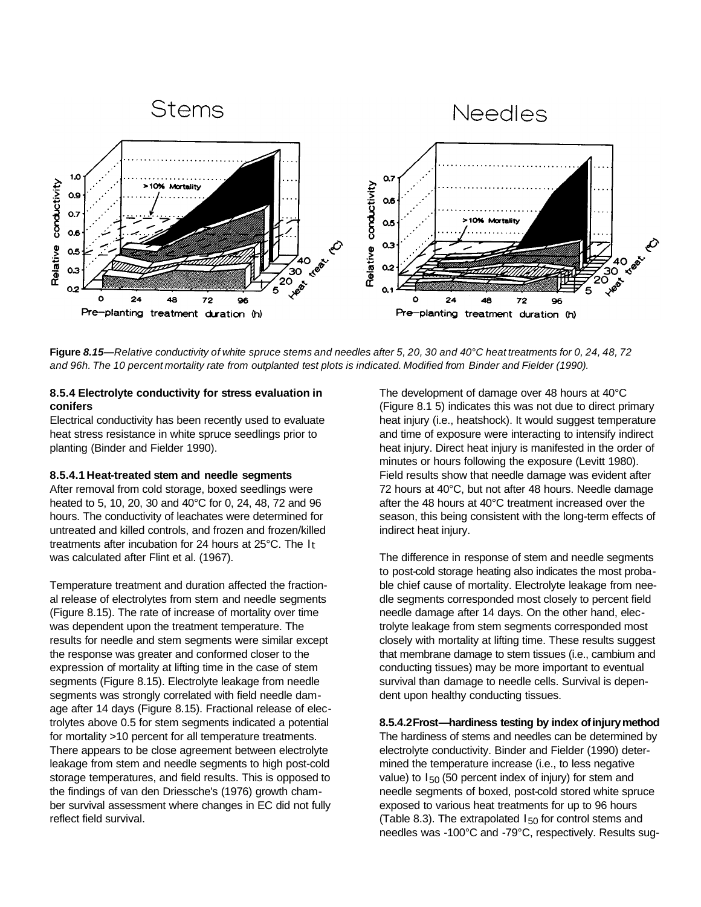**Figure 8.15**—*Relative conductivity of white spruce stems and needles after 5, 20, 30 and 40°C heat treatments for 0, 24, 48, 72 and 96h. The 10 percent mortality rate from outplanted test plots is indicated. Modified from Binder and Fielder (1990).*

### 8.5.4 Electrolyte conductivity for stress evaluation in conifers

Electrical conductivity has been recently used to evaluate heat stress resistance in white spruce seedlings prior to planting (Binder and Fielder 1990).

#### 8.5.4.1 Heat-treated stem and needle segments

After removal from cold storage, boxed seedlings were heated to 5, 10, 20, 30 and 40°C for 0, 24, 48, 72 and 96 hours. The conductivity of leachates were determined for untreated and killed controls, and frozen and frozen/killed treatments after incubation for 24 hours at 25°C. The $I_t$ was calculated after Flint et al. (1967).

Temperature treatment and duration affected the fractional release of electrolytes from stem and needle segments (Figure 8.15). The rate of increase of mortality over time was dependent upon the treatment temperature. The results for needle and stem segments were similar except the response was greater and conformed closer to the expression of mortality at lifting time in the case of stem segments (Figure 8.15). Electrolyte leakage from needle segments was strongly correlated with field needle damage after 14 days (Figure 8.15). Fractional release of electrolytes above 0.5 for stem segments indicated a potential for mortality >10 percent for all temperature treatments. There appears to be close agreement between electrolyte leakage from stem and needle segments to high post-cold storage temperatures, and field results. This is opposed to the findings of van den Driessche's (1976) growth chamber survival assessment where changes in EC did not fully reflect field survival.

The development of damage over 48 hours at 40°C (Figure 8.15) indicates this was not due to direct primary heat injury (i.e., heatshock). It would suggest temperature and time of exposure were interacting to intensify indirect heat injury. Direct heat injury is manifested in the order of minutes or hours following the exposure (Levitt 1980). Field results show that needle damage was evident after 72 hours at 40°C, but not after 48 hours. Needle damage after the 48 hours at 40°C treatment increased over the season, this being consistent with the long-term effects of indirect heat injury.

The difference in response of stem and needle segments to post-cold storage heating also indicates the most probable chief cause of mortality. Electrolyte leakage from needle segments corresponded most closely to percent field needle damage after 14 days. On the other hand, electrolyte leakage from stem segments corresponded most closely with mortality at lifting time. These results suggest that membrane damage to stem tissues (i.e., cambium and conducting tissues) may be more important to eventual survival than damage to needle cells. Survival is dependent upon healthy conducting tissues.

#### 8.5.4.2 Frost—hardiness testing by index of injury method

The hardiness of stems and needles can be determined by electrolyte conductivity. Binder and Fielder (1990) determined the temperature increase (i.e., to less negative value) to $I_{50}$ (50 percent index of injury) for stem and needle segments of boxed, post-cold stored white spruce exposed to various heat treatments for up to 96 hours (Table 8.3). The extrapolated $I_{50}$ for control stems and needles was -100°C and -79°C, respectively. Results sug-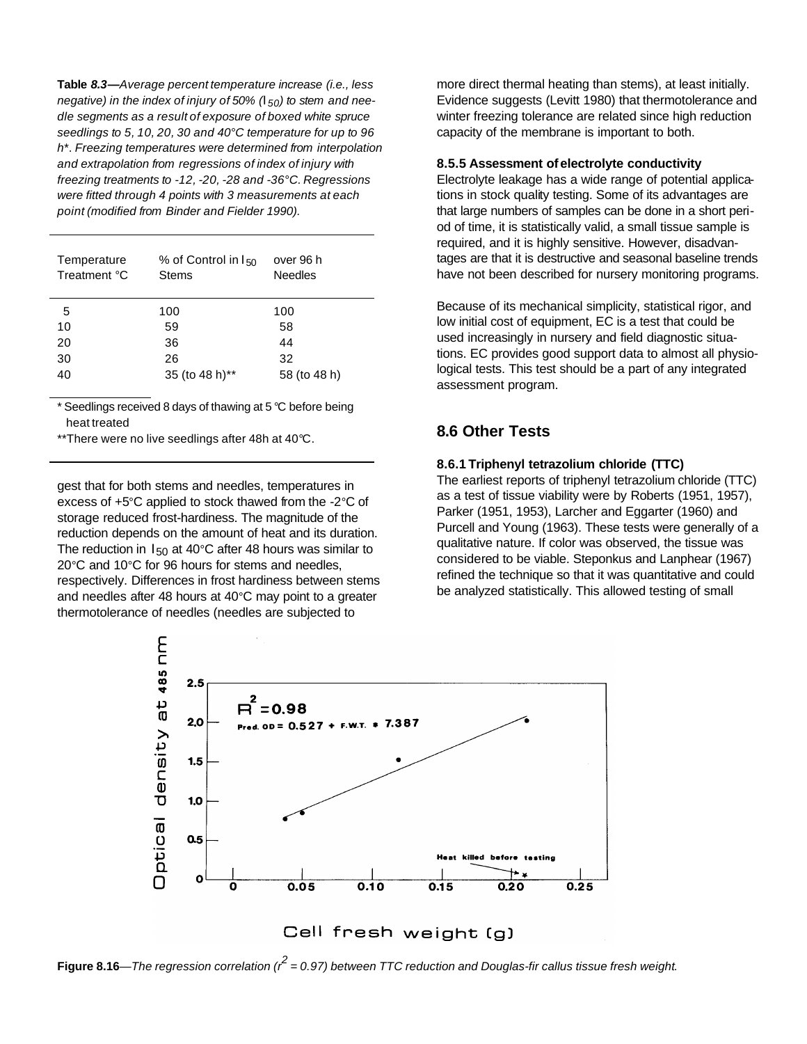**Table *8.3*—***Average percent temperature increase (i.e., less negative) in the index of injury of 50% ($I_{50}$) to stem and needle segments as a result of exposure of boxed white spruce seedlings to 5, 10, 20, 30 and 40°C temperature for up to 96 h\*. Freezing temperatures were determined from interpolation and extrapolation from regressions of index of injury with freezing treatments to -12, -20, -28 and -36°C. Regressions were fitted through 4 points with 3 measurements at each point (modified from Binder and Fielder 1990).*

| Temperature Treatment °C | % of Control in $I_{50}$ Stems | over 96 h Needles |
|---|---|---|
| 5 | 100 | 100 |
| 10 | 59 | 58 |
| 20 | 36 | 44 |
| 30 | 26 | 32 |
| 40 | 35 (to 48 h)** | 58 (to 48 h) |

\* Seedlings received 8 days of thawing at 5 °C before being heat treated

\*\*There were no live seedlings after 48h at 40°C.

gest that for both stems and needles, temperatures in excess of +5°C applied to stock thawed from the -2°C of storage reduced frost-hardiness. The magnitude of the reduction depends on the amount of heat and its duration. The reduction in $I_{50}$ at 40°C after 48 hours was similar to 20°C and 10°C for 96 hours for stems and needles, respectively. Differences in frost hardiness between stems and needles after 48 hours at 40°C may point to a greater thermotolerance of needles (needles are subjected to more direct thermal heating than stems), at least initially. Evidence suggests (Levitt 1980) that thermotolerance and winter freezing tolerance are related since high reduction capacity of the membrane is important to both.

#### 8.5.5 Assessment of electrolyte conductivity

Electrolyte leakage has a wide range of potential applications in stock quality testing. Some of its advantages are that large numbers of samples can be done in a short period of time, it is statistically valid, a small tissue sample is required, and it is highly sensitive. However, disadvantages are that it is destructive and seasonal baseline trends have not been described for nursery monitoring programs.

Because of its mechanical simplicity, statistical rigor, and low initial cost of equipment, EC is a test that could be used increasingly in nursery and field diagnostic situations. EC provides good support data to almost all physiological tests. This test should be a part of any integrated assessment program.

## 8.6 Other Tests

#### 8.6.1 Triphenyl tetrazolium chloride (TTC)

The earliest reports of triphenyl tetrazolium chloride (TTC) as a test of tissue viability were by Roberts (1951, 1957), Parker (1951, 1953), Larcher and Eggarter (1960) and Purcell and Young (1963). These tests were generally of a qualitative nature. If color was observed, the tissue was considered to be viable. Steponkus and Lanphear (1967) refined the technique so that it was quantitative and could be analyzed statistically. This allowed testing of small

**Figure 8.16**—*The regression correlation ($r^2$ = 0.97) between TTC reduction and Douglas-fir callus tissue fresh weight.*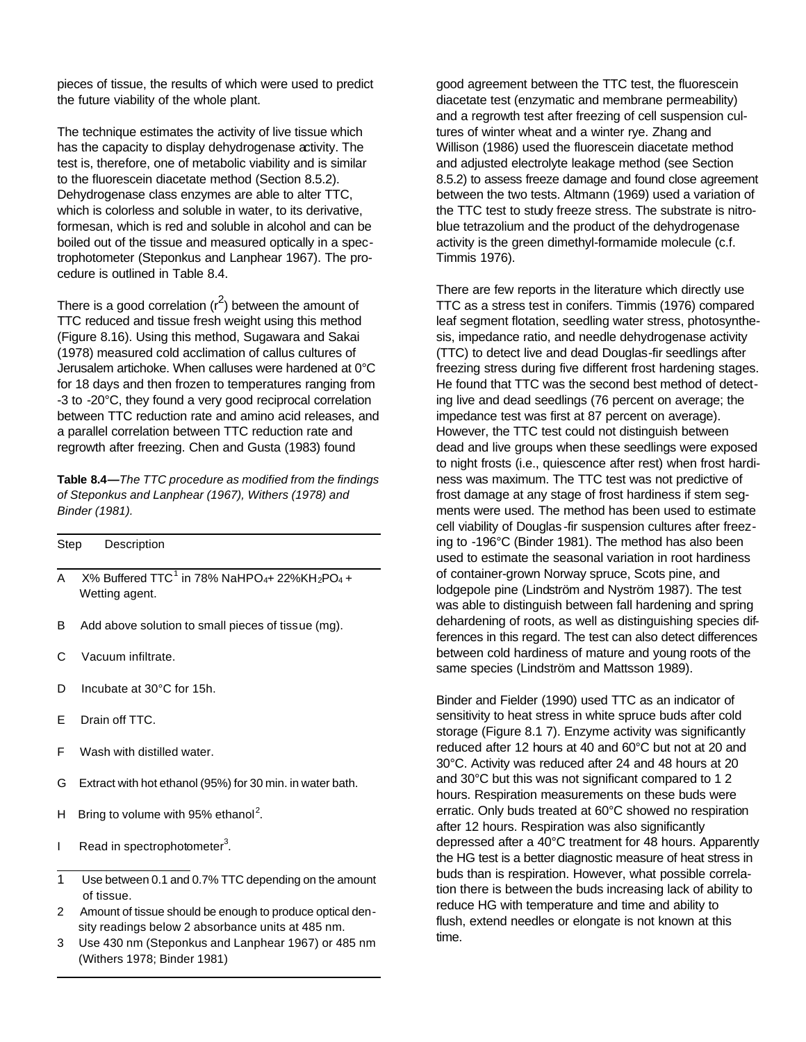pieces of tissue, the results of which were used to predict the future viability of the whole plant.

The technique estimates the activity of live tissue which has the capacity to display dehydrogenase activity. The test is, therefore, one of metabolic viability and is similar to the fluorescein diacetate method (Section 8.5.2). Dehydrogenase class enzymes are able to alter TTC, which is colorless and soluble in water, to its derivative, formesan, which is red and soluble in alcohol and can be boiled out of the tissue and measured optically in a spectrophotometer (Steponkus and Lanphear 1967). The procedure is outlined in Table 8.4.

There is a good correlation ($r^2$) between the amount of TTC reduced and tissue fresh weight using this method (Figure 8.16). Using this method, Sugawara and Sakai (1978) measured cold acclimation of callus cultures of Jerusalem artichoke. When calluses were hardened at 0°C for 18 days and then frozen to temperatures ranging from -3 to -20°C, they found a very good reciprocal correlation between TTC reduction rate and amino acid releases, and a parallel correlation between TTC reduction rate and regrowth after freezing. Chen and Gusta (1983) found

**Table 8.4**—*The TTC procedure as modified from the findings of Steponkus and Lanphear (1967), Withers (1978) and Binder (1981).*

| Step | Description |
|---|---|
| A | X% Buffered TTC[1] in 78% $NaHPO_4$ + 22% $KH_2PO_4$ + Wetting agent. |
| B | Add above solution to small pieces of tissue (mg). |
| C | Vacuum infiltrate. |
| D | Incubate at 30°C for 15h. |
| E | Drain off TTC. |
| F | Wash with distilled water. |
| G | Extract with hot ethanol (95%) for 30 min. in water bath. |
| H | Bring to volume with 95% ethanol[2]. |
| I | Read in spectrophotometer[3]. |

1 Use between 0.1 and 0.7% TTC depending on the amount of tissue.

2 Amount of tissue should be enough to produce optical density readings below 2 absorbance units at 485 nm.

3 Use 430 nm (Steponkus and Lanphear 1967) or 485 nm (Withers 1978; Binder 1981)

good agreement between the TTC test, the fluorescein diacetate test (enzymatic and membrane permeability) and a regrowth test after freezing of cell suspension cultures of winter wheat and a winter rye. Zhang and Willison (1986) used the fluorescein diacetate method and adjusted electrolyte leakage method (see Section 8.5.2) to assess freeze damage and found close agreement between the two tests. Altmann (1969) used a variation of the TTC test to study freeze stress. The substrate is nitro-blue tetrazolium and the product of the dehydrogenase activity is the green dimethyl-formamide molecule (c.f. Timmis 1976).

There are few reports in the literature which directly use TTC as a stress test in conifers. Timmis (1976) compared leaf segment flotation, seedling water stress, photosynthesis, impedance ratio, and needle dehydrogenase activity (TTC) to detect live and dead Douglas-fir seedlings after freezing stress during five different frost hardening stages. He found that TTC was the second best method of detecting live and dead seedlings (76 percent on average; the impedance test was first at 87 percent on average). However, the TTC test could not distinguish between dead and live groups when these seedlings were exposed to night frosts (i.e., quiescence after rest) when frost hardiness was maximum. The TTC test was not predictive of frost damage at any stage of frost hardiness if stem segments were used. The method has been used to estimate cell viability of Douglas-fir suspension cultures after freezing to -196°C (Binder 1981). The method has also been used to estimate the seasonal variation in root hardiness of container-grown Norway spruce, Scots pine, and lodgepole pine (Lindström and Nyström 1987). The test was able to distinguish between fall hardening and spring dehardening of roots, as well as distinguishing species differences in this regard. The test can also detect differences between cold hardiness of mature and young roots of the same species (Lindström and Mattsson 1989).

Binder and Fielder (1990) used TTC as an indicator of sensitivity to heat stress in white spruce buds after cold storage (Figure 8.1 7). Enzyme activity was significantly reduced after 12 hours at 40 and 60°C but not at 20 and 30°C. Activity was reduced after 24 and 48 hours at 20 and 30°C but this was not significant compared to 1 2 hours. Respiration measurements on these buds were erratic. Only buds treated at 60°C showed no respiration after 12 hours. Respiration was also significantly depressed after a 40°C treatment for 48 hours. Apparently the HG test is a better diagnostic measure of heat stress in buds than is respiration. However, what possible correlation there is between the buds increasing lack of ability to reduce HG with temperature and time and ability to flush, extend needles or elongate is not known at this time.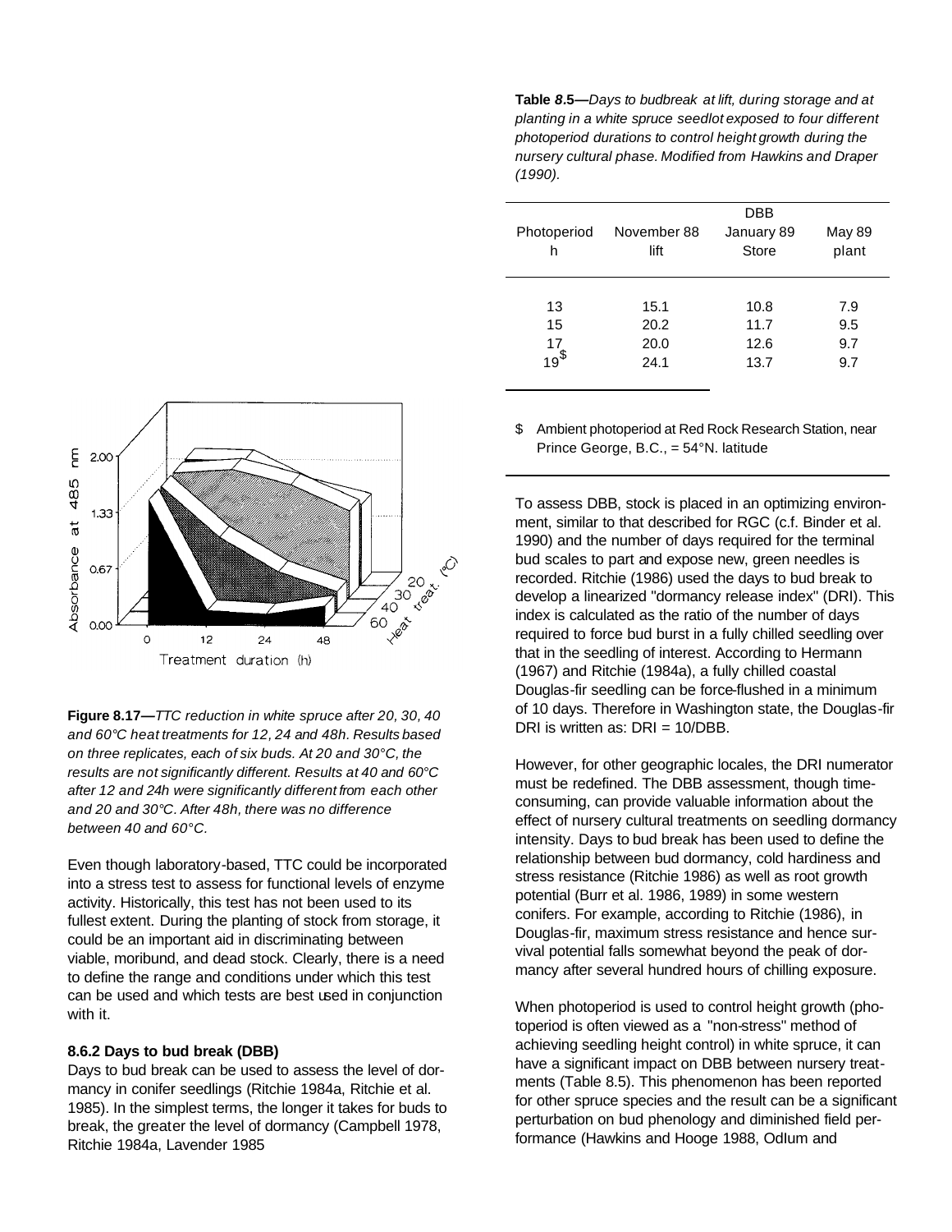**Table 8.5**—*Days to budbreak at lift, during storage and at planting in a white spruce seedlot exposed to four different photoperiod durations to control height growth during the nursery cultural phase. Modified from Hawkins and Draper (1990).*

| Photoperiod h | DBB November 88 lift | January 89 Store | May 89 plant |
|---|---|---|---|
| 13 | 15.1 | 10.8 | 7.9 |
| 15 | 20.2 | 11.7 | 9.5 |
| 17 | 20.0 | 12.6 | 9.7 |
| 19[$] | 24.1 | 13.7 | 9.7 |

$ Ambient photoperiod at Red Rock Research Station, near Prince George, B.C., = 54°N. latitude

**Figure 8.17**—*TTC reduction in white spruce after 20, 30, 40 and 60°C heat treatments for 12, 24 and 48h. Results based on three replicates, each of six buds. At 20 and 30°C, the results are not significantly different. Results at 40 and 60°C after 12 and 24h were significantly different from each other and 20 and 30°C. After 48h, there was no difference between 40 and 60°C.*

Even though laboratory-based, TTC could be incorporated into a stress test to assess for functional levels of enzyme activity. Historically, this test has not been used to its fullest extent. During the planting of stock from storage, it could be an important aid in discriminating between viable, moribund, and dead stock. Clearly, there is a need to define the range and conditions under which this test can be used and which tests are best used in conjunction with it.

#### 8.6.2 Days to bud break (DBB)

Days to bud break can be used to assess the level of dormancy in conifer seedlings (Ritchie 1984a, Ritchie et al. 1985). In the simplest terms, the longer it takes for buds to break, the greater the level of dormancy (Campbell 1978, Ritchie 1984a, Lavender 1985

To assess DBB, stock is placed in an optimizing environment, similar to that described for RGC (c.f. Binder et al. 1990) and the number of days required for the terminal bud scales to part and expose new, green needles is recorded. Ritchie (1986) used the days to bud break to develop a linearized "dormancy release index" (DRI). This index is calculated as the ratio of the number of days required to force bud burst in a fully chilled seedling over that in the seedling of interest. According to Hermann (1967) and Ritchie (1984a), a fully chilled coastal Douglas-fir seedling can be force-flushed in a minimum of 10 days. Therefore in Washington state, the Douglas-fir DRI is written as: DRI = 10/DBB.

However, for other geographic locales, the DRI numerator must be redefined. The DBB assessment, though time-consuming, can provide valuable information about the effect of nursery cultural treatments on seedling dormancy intensity. Days to bud break has been used to define the relationship between bud dormancy, cold hardiness and stress resistance (Ritchie 1986) as well as root growth potential (Burr et al. 1986, 1989) in some western conifers. For example, according to Ritchie (1986), in Douglas-fir, maximum stress resistance and hence survival potential falls somewhat beyond the peak of dormancy after several hundred hours of chilling exposure.

When photoperiod is used to control height growth (photoperiod is often viewed as a "non-stress" method of achieving seedling height control) in white spruce, it can have a significant impact on DBB between nursery treatments (Table 8.5). This phenomenon has been reported for other spruce species and the result can be a significant perturbation on bud phenology and diminished field performance (Hawkins and Hooge 1988, Odlum and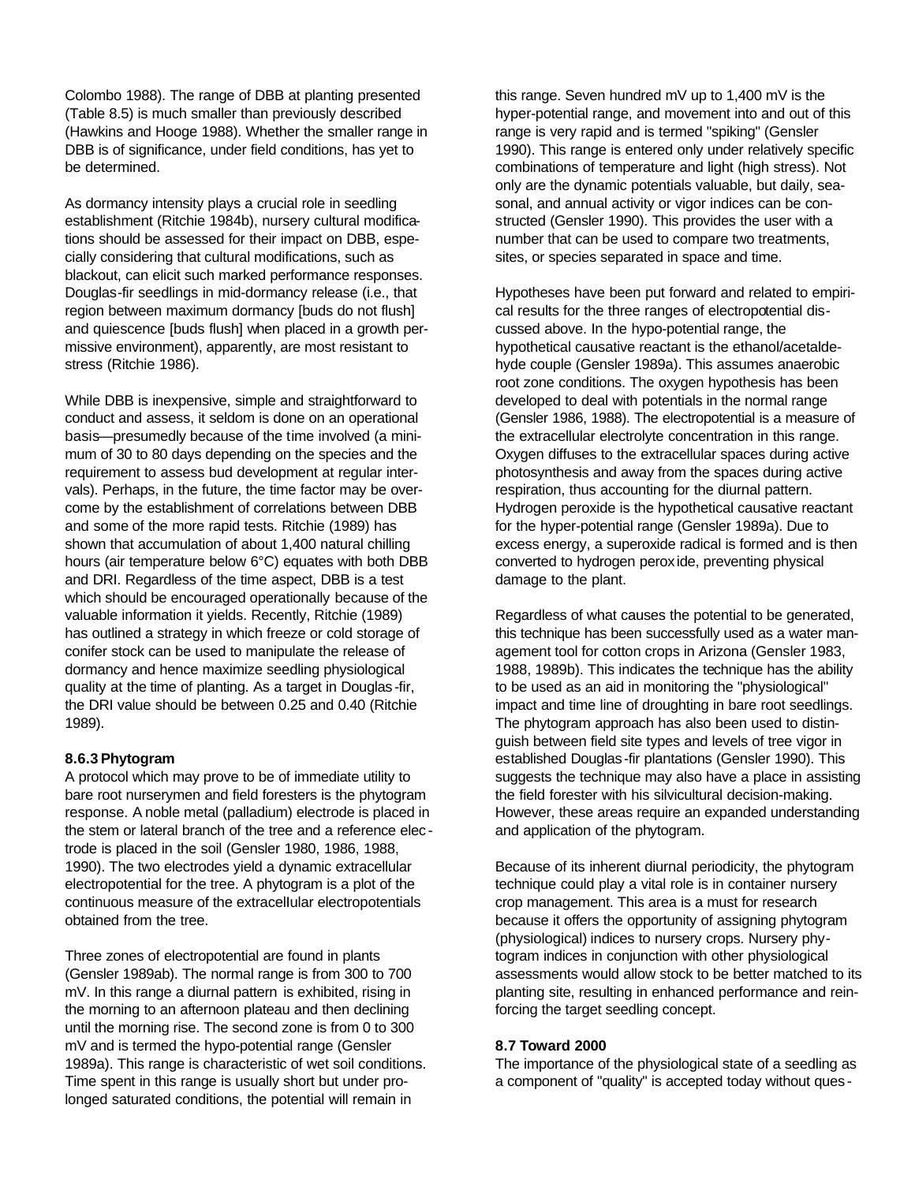Colombo 1988). The range of DBB at planting presented (Table 8.5) is much smaller than previously described (Hawkins and Hooge 1988). Whether the smaller range in DBB is of significance, under field conditions, has yet to be determined.

As dormancy intensity plays a crucial role in seedling establishment (Ritchie 1984b), nursery cultural modifications should be assessed for their impact on DBB, especially considering that cultural modifications, such as blackout, can elicit such marked performance responses. Douglas-fir seedlings in mid-dormancy release (i.e., that region between maximum dormancy [buds do not flush] and quiescence [buds flush] when placed in a growth permissive environment), apparently, are most resistant to stress (Ritchie 1986).

While DBB is inexpensive, simple and straightforward to conduct and assess, it seldom is done on an operational basis—presumedly because of the time involved (a minimum of 30 to 80 days depending on the species and the requirement to assess bud development at regular intervals). Perhaps, in the future, the time factor may be overcome by the establishment of correlations between DBB and some of the more rapid tests. Ritchie (1989) has shown that accumulation of about 1,400 natural chilling hours (air temperature below 6°C) equates with both DBB and DRI. Regardless of the time aspect, DBB is a test which should be encouraged operationally because of the valuable information it yields. Recently, Ritchie (1989) has outlined a strategy in which freeze or cold storage of conifer stock can be used to manipulate the release of dormancy and hence maximize seedling physiological quality at the time of planting. As a target in Douglas-fir, the DRI value should be between 0.25 and 0.40 (Ritchie 1989).

### 8.6.3 Phytogram

A protocol which may prove to be of immediate utility to bare root nurserymen and field foresters is the phytogram response. A noble metal (palladium) electrode is placed in the stem or lateral branch of the tree and a reference electrode is placed in the soil (Gensler 1980, 1986, 1988, 1990). The two electrodes yield a dynamic extracellular electropotential for the tree. A phytogram is a plot of the continuous measure of the extracellular electropotentials obtained from the tree.

Three zones of electropotential are found in plants (Gensler 1989ab). The normal range is from 300 to 700 mV. In this range a diurnal pattern is exhibited, rising in the morning to an afternoon plateau and then declining until the morning rise. The second zone is from 0 to 300 mV and is termed the hypo-potential range (Gensler 1989a). This range is characteristic of wet soil conditions. Time spent in this range is usually short but under prolonged saturated conditions, the potential will remain in this range. Seven hundred mV up to 1,400 mV is the hyper-potential range, and movement into and out of this range is very rapid and is termed "spiking" (Gensler 1990). This range is entered only under relatively specific combinations of temperature and light (high stress). Not only are the dynamic potentials valuable, but daily, seasonal, and annual activity or vigor indices can be constructed (Gensler 1990). This provides the user with a number that can be used to compare two treatments, sites, or species separated in space and time.

Hypotheses have been put forward and related to empirical results for the three ranges of electropotential discussed above. In the hypo-potential range, the hypothetical causative reactant is the ethanol/acetaldehyde couple (Gensler 1989a). This assumes anaerobic root zone conditions. The oxygen hypothesis has been developed to deal with potentials in the normal range (Gensler 1986, 1988). The electropotential is a measure of the extracellular electrolyte concentration in this range. Oxygen diffuses to the extracellular spaces during active photosynthesis and away from the spaces during active respiration, thus accounting for the diurnal pattern. Hydrogen peroxide is the hypothetical causative reactant for the hyper-potential range (Gensler 1989a). Due to excess energy, a superoxide radical is formed and is then converted to hydrogen peroxide, preventing physical damage to the plant.

Regardless of what causes the potential to be generated, this technique has been successfully used as a water management tool for cotton crops in Arizona (Gensler 1983, 1988, 1989b). This indicates the technique has the ability to be used as an aid in monitoring the "physiological" impact and time line of droughting in bare root seedlings. The phytogram approach has also been used to distinguish between field site types and levels of tree vigor in established Douglas-fir plantations (Gensler 1990). This suggests the technique may also have a place in assisting the field forester with his silvicultural decision-making. However, these areas require an expanded understanding and application of the phytogram.

Because of its inherent diurnal periodicity, the phytogram technique could play a vital role is in container nursery crop management. This area is a must for research because it offers the opportunity of assigning phytogram (physiological) indices to nursery crops. Nursery phytogram indices in conjunction with other physiological assessments would allow stock to be better matched to its planting site, resulting in enhanced performance and reinforcing the target seedling concept.

## 8.7 Toward 2000

The importance of the physiological state of a seedling as a component of "quality" is accepted today without ques-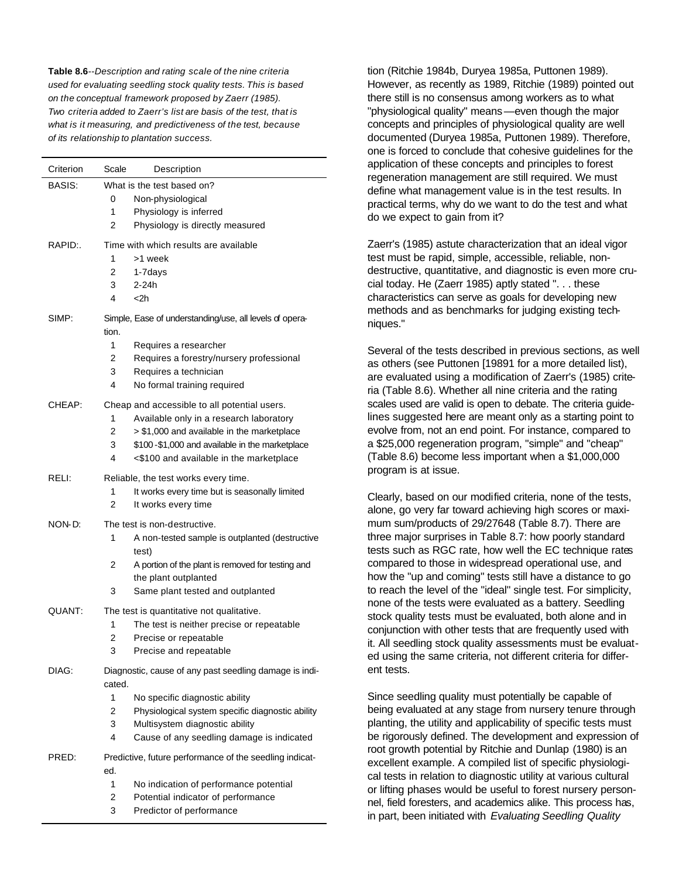**Table 8.6**--*Description and rating scale of the nine criteria used for evaluating seedling stock quality tests. This is based on the conceptual framework proposed by Zaerr (1985). Two criteria added to Zaerr's list are basis of the test, that is what is it measuring, and predictiveness of the test, because of its relationship to plantation success.*

| Criterion | Scale | Description |
|---|---|---|
| BASIS: | | What is the test based on? |
| | 0 | Non-physiological |
| | 1 | Physiology is inferred |
| | 2 | Physiology is directly measured |
| RAPID:. | | Time with which results are available |
| | 1 | >1 week |
| | 2 | 1-7days |
| | 3 | 2-24h |
| | 4 | <2h |
| SIMP: | | Simple, Ease of understanding/use, all levels of operation. |
| | 1 | Requires a researcher |
| | 2 | Requires a forestry/nursery professional |
| | 3 | Requires a technician |
| | 4 | No formal training required |
| CHEAP: | | Cheap and accessible to all potential users. |
| | 1 | Available only in a research laboratory |
| | 2 | > $1,000 and available in the marketplace |
| | 3 | $100-$1,000 and available in the marketplace |
| | 4 | <$100 and available in the marketplace |
| RELI: | | Reliable, the test works every time. |
| | 1 | It works every time but is seasonally limited |
| | 2 | It works every time |
| NON-D: | | The test is non-destructive. |
| | 1 | A non-tested sample is outplanted (destructive test) |
| | 2 | A portion of the plant is removed for testing and the plant outplanted |
| | 3 | Same plant tested and outplanted |
| QUANT: | | The test is quantitative not qualitative. |
| | 1 | The test is neither precise or repeatable |
| | 2 | Precise or repeatable |
| | 3 | Precise and repeatable |
| DIAG: | | Diagnostic, cause of any past seedling damage is indicated. |
| | 1 | No specific diagnostic ability |
| | 2 | Physiological system specific diagnostic ability |
| | 3 | Multisystem diagnostic ability |
| | 4 | Cause of any seedling damage is indicated |
| PRED: | | Predictive, future performance of the seedling indicated. |
| | 1 | No indication of performance potential |
| | 2 | Potential indicator of performance |
| | 3 | Predictor of performance |

tion (Ritchie 1984b, Duryea 1985a, Puttonen 1989). However, as recently as 1989, Ritchie (1989) pointed out there still is no consensus among workers as to what "physiological quality" means—even though the major concepts and principles of physiological quality are well documented (Duryea 1985a, Puttonen 1989). Therefore, one is forced to conclude that cohesive guidelines for the application of these concepts and principles to forest regeneration management are still required. We must define what management value is in the test results. In practical terms, why do we want to do the test and what do we expect to gain from it?

Zaerr's (1985) astute characterization that an ideal vigor test must be rapid, simple, accessible, reliable, non-destructive, quantitative, and diagnostic is even more crucial today. He (Zaerr 1985) aptly stated ". . . these characteristics can serve as goals for developing new methods and as benchmarks for judging existing techniques."

Several of the tests described in previous sections, as well as others (see Puttonen [19891 for a more detailed list), are evaluated using a modification of Zaerr's (1985) criteria (Table 8.6). Whether all nine criteria and the rating scales used are valid is open to debate. The criteria guidelines suggested here are meant only as a starting point to evolve from, not an end point. For instance, compared to a $25,000 regeneration program, "simple" and "cheap" (Table 8.6) become less important when a $1,000,000 program is at issue.

Clearly, based on our modified criteria, none of the tests, alone, go very far toward achieving high scores or maximum sum/products of 29/27648 (Table 8.7). There are three major surprises in Table 8.7: how poorly standard tests such as RGC rate, how well the EC technique rates compared to those in widespread operational use, and how the "up and coming" tests still have a distance to go to reach the level of the "ideal" single test. For simplicity, none of the tests were evaluated as a battery. Seedling stock quality tests must be evaluated, both alone and in conjunction with other tests that are frequently used with it. All seedling stock quality assessments must be evaluated using the same criteria, not different criteria for different tests.

Since seedling quality must potentially be capable of being evaluated at any stage from nursery tenure through planting, the utility and applicability of specific tests must be rigorously defined. The development and expression of root growth potential by Ritchie and Dunlap (1980) is an excellent example. A compiled list of specific physiological tests in relation to diagnostic utility at various cultural or lifting phases would be useful to forest nursery personnel, field foresters, and academics alike. This process has, in part, been initiated with *Evaluating Seedling Quality*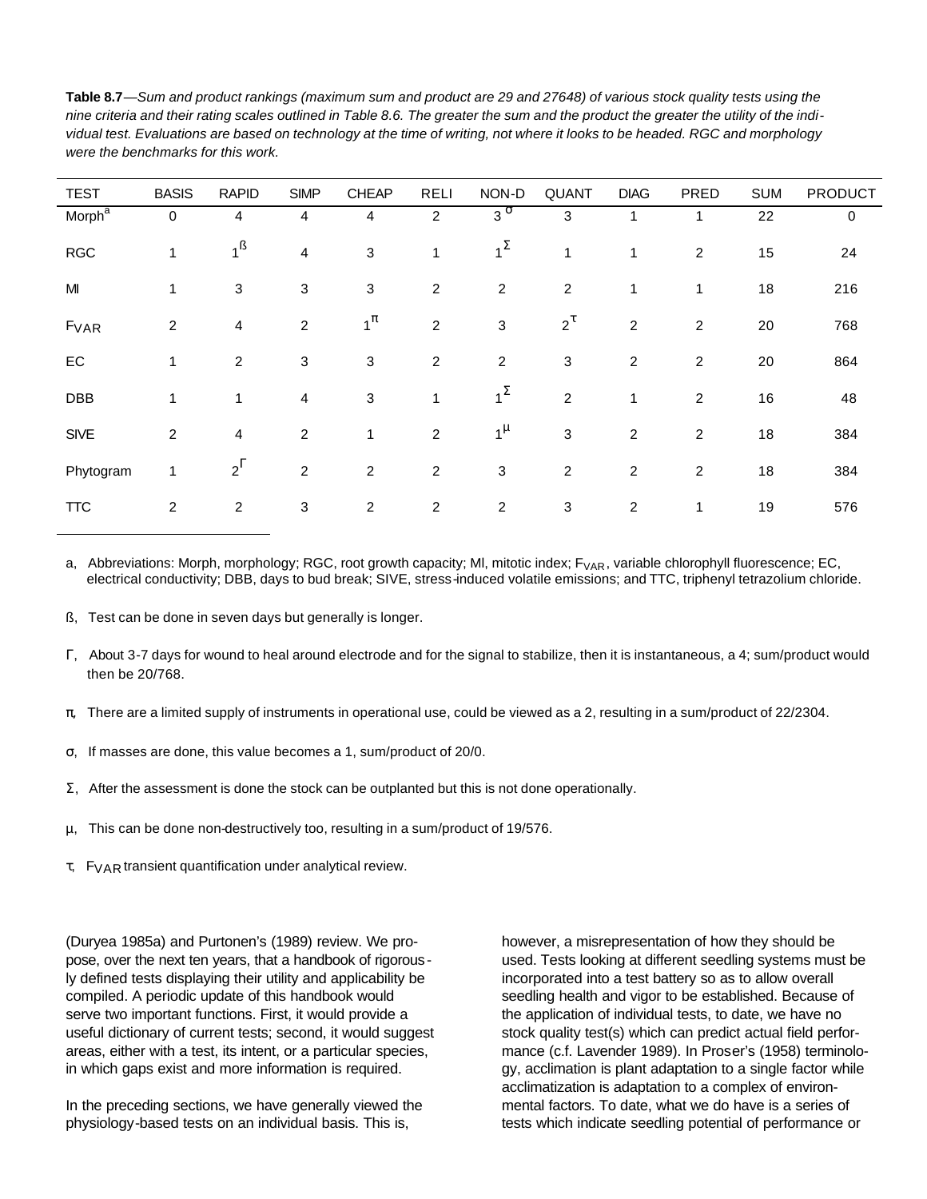**Table 8.7**—*Sum and product rankings (maximum sum and product are 29 and 27648) of various stock quality tests using the nine criteria and their rating scales outlined in Table 8.6. The greater the sum and the product the greater the utility of the individual test. Evaluations are based on technology at the time of writing, not where it looks to be headed. RGC and morphology were the benchmarks for this work.*

| TEST | BASIS | RAPID | SIMP | CHEAP | RELI | NON-D | QUANT | DIAG | PRED | SUM | PRODUCT |
|---|---|---|---|---|---|---|---|---|---|---|---|
| Morph[a] | 0 | 4 | 4 | 4 | 2 | 3[σ] | 3 | 1 | 1 | 22 | 0 |
| RGC | 1 | 1[ß] | 4 | 3 | 1 | 1[Σ] | 1 | 1 | 2 | 15 | 24 |
| MI | 1 | 3 | 3 | 3 | 2 | 2 | 2 | 1 | 1 | 18 | 216 |
| $F_{VAR}$ | 2 | 4 | 2 | 1[π] | 2 | 3 | 2[τ] | 2 | 2 | 20 | 768 |
| EC | 1 | 2 | 3 | 3 | 2 | 2 | 3 | 2 | 2 | 20 | 864 |
| DBB | 1 | 1 | 4 | 3 | 1 | 1[Σ] | 2 | 1 | 2 | 16 | 48 |
| SIVE | 2 | 4 | 2 | 1 | 2 | 1[μ] | 3 | 2 | 2 | 18 | 384 |
| Phytogram | 1 | 2[Γ] | 2 | 2 | 2 | 3 | 2 | 2 | 2 | 18 | 384 |
| TTC | 2 | 2 | 3 | 2 | 2 | 2 | 3 | 2 | 1 | 19 | 576 |

a, Abbreviations: Morph, morphology; RGC, root growth capacity; MI, mitotic index; $F_{VAR}$, variable chlorophyll fluorescence; EC, electrical conductivity; DBB, days to bud break; SIVE, stress-induced volatile emissions; and TTC, triphenyl tetrazolium chloride.

ß, Test can be done in seven days but generally is longer.

Γ, About 3-7 days for wound to heal around electrode and for the signal to stabilize, then it is instantaneous, a 4; sum/product would then be 20/768.

π, There are a limited supply of instruments in operational use, could be viewed as a 2, resulting in a sum/product of 22/2304.

σ, If masses are done, this value becomes a 1, sum/product of 20/0.

Σ, After the assessment is done the stock can be outplanted but this is not done operationally.

μ, This can be done non-destructively too, resulting in a sum/product of 19/576.

τ, $F_{VAR}$ transient quantification under analytical review.

(Duryea 1985a) and Purtonen's (1989) review. We propose, over the next ten years, that a handbook of rigorously defined tests displaying their utility and applicability be compiled. A periodic update of this handbook would serve two important functions. First, it would provide a useful dictionary of current tests; second, it would suggest areas, either with a test, its intent, or a particular species, in which gaps exist and more information is required.

In the preceding sections, we have generally viewed the physiology-based tests on an individual basis. This is, however, a misrepresentation of how they should be used. Tests looking at different seedling systems must be incorporated into a test battery so as to allow overall seedling health and vigor to be established. Because of the application of individual tests, to date, we have no stock quality test(s) which can predict actual field performance (c.f. Lavender 1989). In Proser's (1958) terminology, acclimation is plant adaptation to a single factor while acclimatization is adaptation to a complex of environmental factors. To date, what we do have is a series of tests which indicate seedling potential of performance or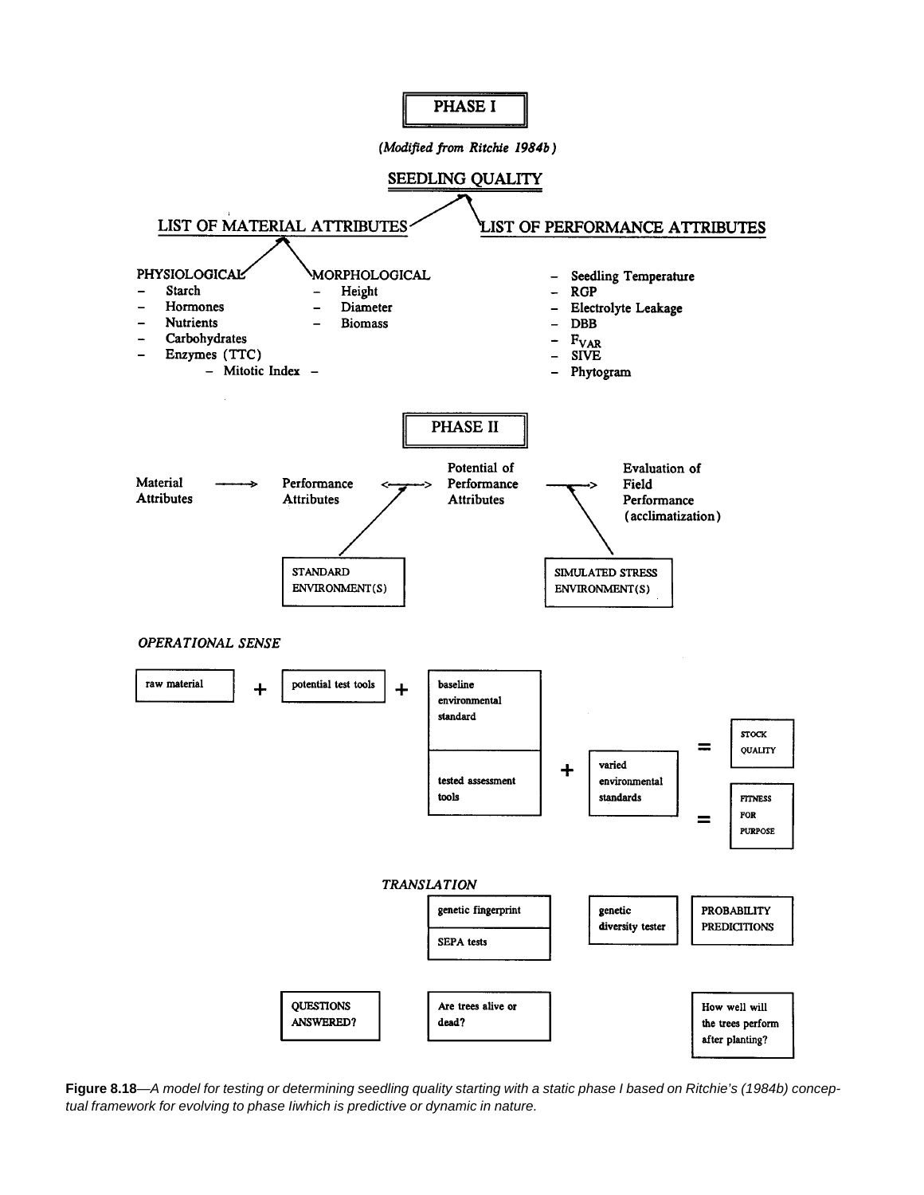# PHASE I

*(Modified from Ritchie 1984b)*

## SEEDLING QUALITY

**LIST OF MATERIAL ATTRIBUTES**

PHYSIOLOGICAL
- Starch
- Hormones
- Nutrients
- Carbohydrates
- Enzymes (TTC)

MORPHOLOGICAL
- Height
- Diameter
- Biomass

– Mitotic Index –

**LIST OF PERFORMANCE ATTRIBUTES**
- Seedling Temperature
- RGP
- Electrolyte Leakage
- DBB
- $F_{VAR}$
- SIVE
- Phytogram

# PHASE II

Material Attributes ——> Performance Attributes <——> Potential of Performance Attributes ——> Evaluation of Field Performance (acclimatization)

STANDARD ENVIRONMENT(S)

SIMULATED STRESS ENVIRONMENT(S)

*OPERATIONAL SENSE*

raw material + potential test tools + baseline environmental standard = STOCK QUALITY

tested assessment tools + varied environmental standards = FITNESS FOR PURPOSE

*TRANSLATION*

genetic fingerprint

SEPA tests

genetic diversity tester

PROBABILITY PREDICITIONS

QUESTIONS ANSWERED?

Are trees alive or dead?

How well will the trees perform after planting?

**Figure 8.18**—*A model for testing or determining seedling quality starting with a static phase I based on Ritchie's (1984b) conceptual framework for evolving to phase Iiwhich is predictive or dynamic in nature.*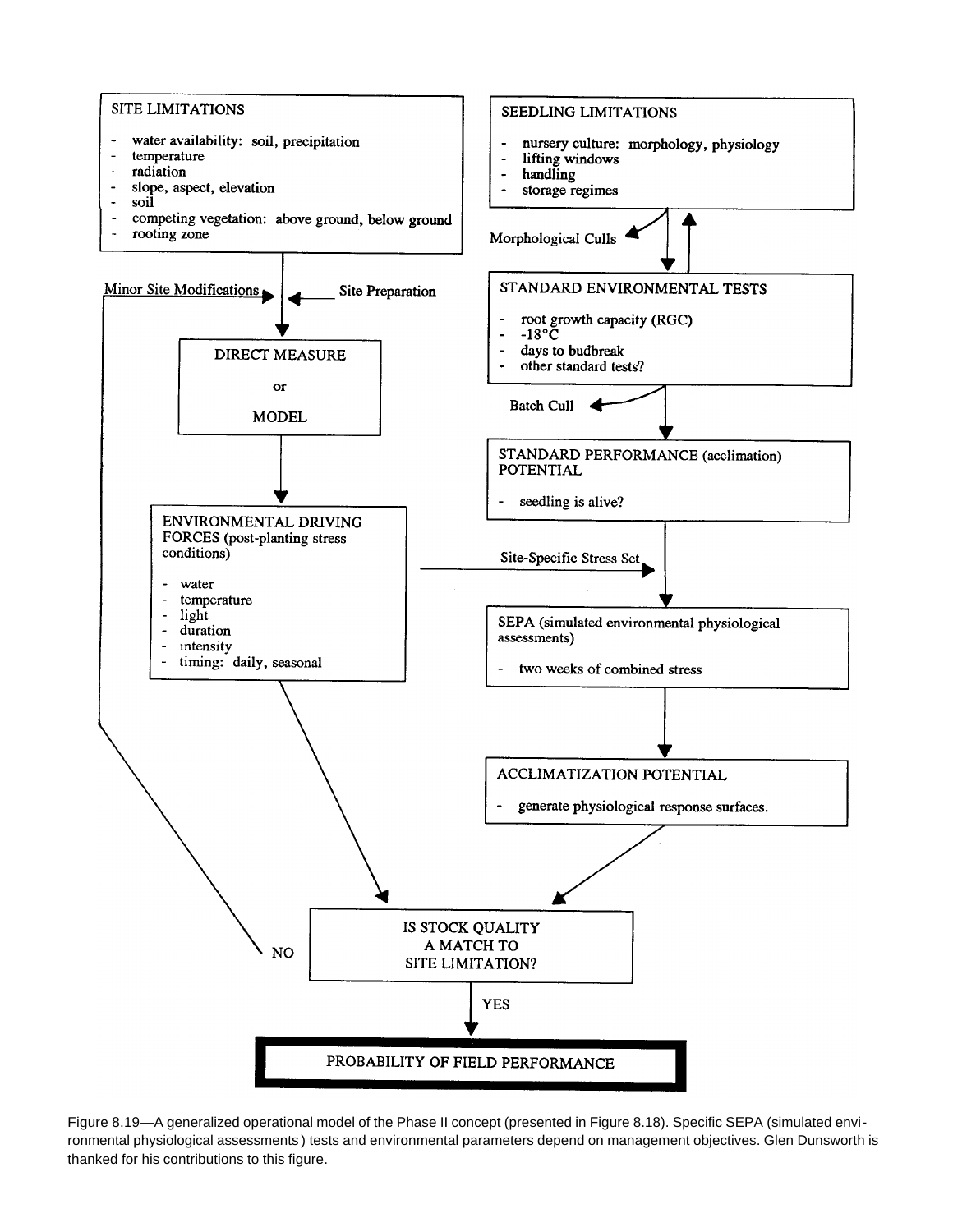SITE LIMITATIONS

- water availability: soil, precipitation
- temperature
- radiation
- slope, aspect, elevation
- soil
- competing vegetation: above ground, below ground
- rooting zone

SEEDLING LIMITATIONS

- nursery culture: morphology, physiology
- lifting windows
- handling
- storage regimes

Morphological Culls

Minor Site Modifications

Site Preparation

STANDARD ENVIRONMENTAL TESTS

- root growth capacity (RGC)
- -18°C
- days to budbreak
- other standard tests?

DIRECT MEASURE

or

MODEL

Batch Cull

STANDARD PERFORMANCE (acclimation) POTENTIAL

- seedling is alive?

ENVIRONMENTAL DRIVING FORCES (post-planting stress conditions)

- water
- temperature
- light
- duration
- intensity
- timing: daily, seasonal

Site-Specific Stress Set

SEPA (simulated environmental physiological assessments)

- two weeks of combined stress

ACCLIMATIZATION POTENTIAL

- generate physiological response surfaces.

IS STOCK QUALITY A MATCH TO SITE LIMITATION?

NO

YES

PROBABILITY OF FIELD PERFORMANCE

Figure 8.19—A generalized operational model of the Phase II concept (presented in Figure 8.18). Specific SEPA (simulated environmental physiological assessments) tests and environmental parameters depend on management objectives. Glen Dunsworth is thanked for his contributions to this figure.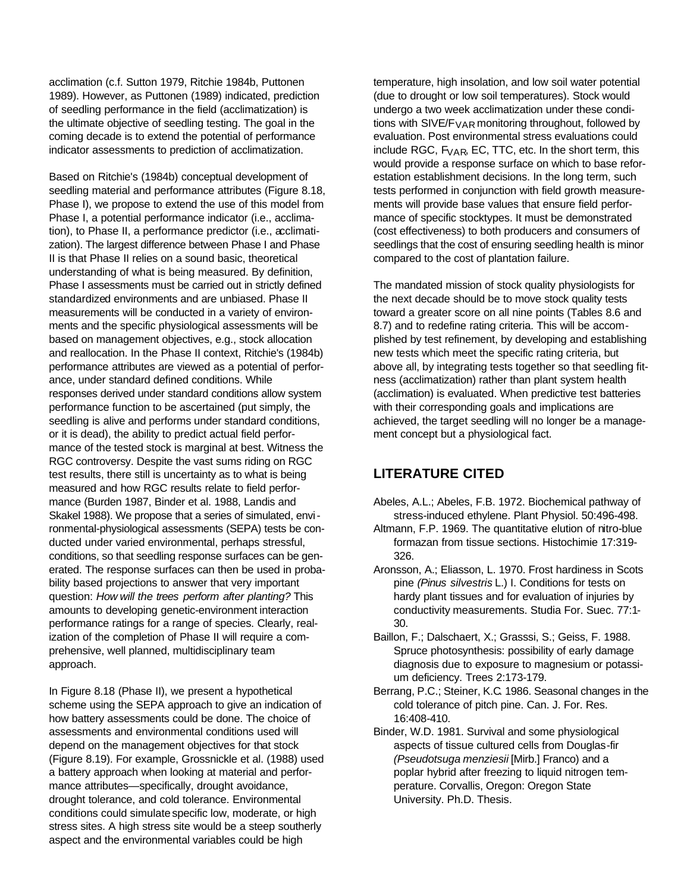acclimation (c.f. Sutton 1979, Ritchie 1984b, Puttonen 1989). However, as Puttonen (1989) indicated, prediction of seedling performance in the field (acclimatization) is the ultimate objective of seedling testing. The goal in the coming decade is to extend the potential of performance indicator assessments to prediction of acclimatization.

Based on Ritchie's (1984b) conceptual development of seedling material and performance attributes (Figure 8.18, Phase I), we propose to extend the use of this model from Phase I, a potential performance indicator (i.e., acclimation), to Phase II, a performance predictor (i.e., acclimatization). The largest difference between Phase I and Phase II is that Phase II relies on a sound basic, theoretical understanding of what is being measured. By definition, Phase I assessments must be carried out in strictly defined standardized environments and are unbiased. Phase II measurements will be conducted in a variety of environments and the specific physiological assessments will be based on management objectives, e.g., stock allocation and reallocation. In the Phase II context, Ritchie's (1984b) performance attributes are viewed as a potential of performance, under standard defined conditions. While responses derived under standard conditions allow system performance function to be ascertained (put simply, the seedling is alive and performs under standard conditions, or it is dead), the ability to predict actual field performance of the tested stock is marginal at best. Witness the RGC controversy. Despite the vast sums riding on RGC test results, there still is uncertainty as to what is being measured and how RGC results relate to field performance (Burden 1987, Binder et al. 1988, Landis and Skakel 1988). We propose that a series of simulated, environmental-physiological assessments (SEPA) tests be conducted under varied environmental, perhaps stressful, conditions, so that seedling response surfaces can be generated. The response surfaces can then be used in probability based projections to answer that very important question: *How will the trees perform after planting?* This amounts to developing genetic-environment interaction performance ratings for a range of species. Clearly, realization of the completion of Phase II will require a comprehensive, well planned, multidisciplinary team approach.

In Figure 8.18 (Phase II), we present a hypothetical scheme using the SEPA approach to give an indication of how battery assessments could be done. The choice of assessments and environmental conditions used will depend on the management objectives for that stock (Figure 8.19). For example, Grossnickle et al. (1988) used a battery approach when looking at material and performance attributes—specifically, drought avoidance, drought tolerance, and cold tolerance. Environmental conditions could simulate specific low, moderate, or high stress sites. A high stress site would be a steep southerly aspect and the environmental variables could be high temperature, high insolation, and low soil water potential (due to drought or low soil temperatures). Stock would undergo a two week acclimatization under these conditions with SIVE/$F_{VAR}$ monitoring throughout, followed by evaluation. Post environmental stress evaluations could include RGC, $F_{VAR}$, EC, TTC, etc. In the short term, this would provide a response surface on which to base reforestation establishment decisions. In the long term, such tests performed in conjunction with field growth measurements will provide base values that ensure field performance of specific stocktypes. It must be demonstrated (cost effectiveness) to both producers and consumers of seedlings that the cost of ensuring seedling health is minor compared to the cost of plantation failure.

The mandated mission of stock quality physiologists for the next decade should be to move stock quality tests toward a greater score on all nine points (Tables 8.6 and 8.7) and to redefine rating criteria. This will be accomplished by test refinement, by developing and establishing new tests which meet the specific rating criteria, but above all, by integrating tests together so that seedling fitness (acclimatization) rather than plant system health (acclimation) is evaluated. When predictive test batteries with their corresponding goals and implications are achieved, the target seedling will no longer be a management concept but a physiological fact.

## LITERATURE CITED

Abeles, A.L.; Abeles, F.B. 1972. Biochemical pathway of stress-induced ethylene. Plant Physiol. 50:496-498.

Altmann, F.P. 1969. The quantitative elution of nitro-blue formazan from tissue sections. Histochimie 17:319-326.

Aronsson, A.; Eliasson, L. 1970. Frost hardiness in Scots pine *(Pinus silvestris* L.) I. Conditions for tests on hardy plant tissues and for evaluation of injuries by conductivity measurements. Studia For. Suec. 77:1-30.

Baillon, F.; Dalschaert, X.; Grasssi, S.; Geiss, F. 1988. Spruce photosynthesis: possibility of early damage diagnosis due to exposure to magnesium or potassium deficiency. Trees 2:173-179.

Berrang, P.C.; Steiner, K.C. 1986. Seasonal changes in the cold tolerance of pitch pine. Can. J. For. Res. 16:408-410.

Binder, W.D. 1981. Survival and some physiological aspects of tissue cultured cells from Douglas-fir *(Pseudotsuga menziesii* [Mirb.] Franco) and a poplar hybrid after freezing to liquid nitrogen temperature. Corvallis, Oregon: Oregon State University. Ph.D. Thesis.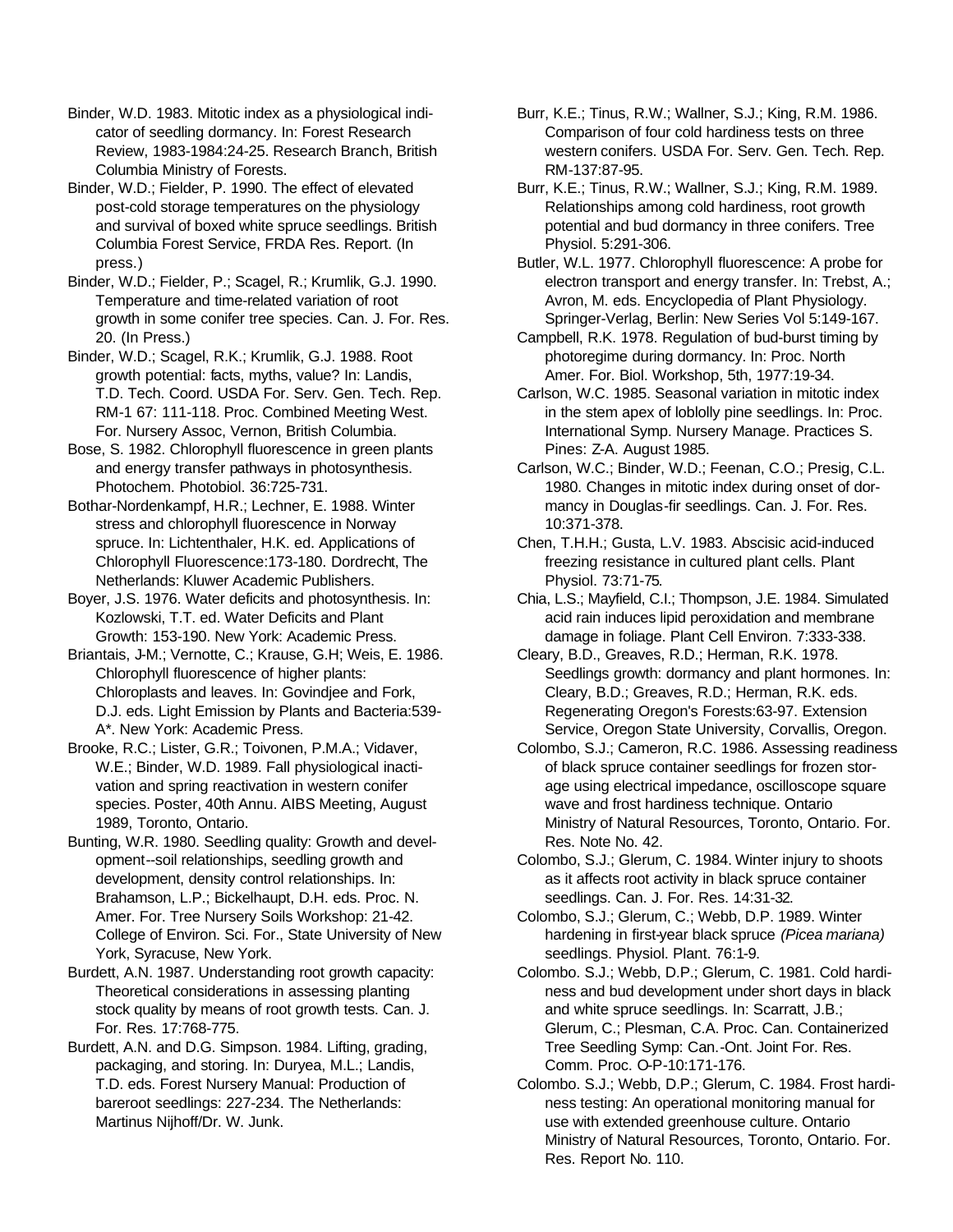Binder, W.D. 1983. Mitotic index as a physiological indicator of seedling dormancy. In: Forest Research Review, 1983-1984:24-25. Research Branch, British Columbia Ministry of Forests.

Binder, W.D.; Fielder, P. 1990. The effect of elevated post-cold storage temperatures on the physiology and survival of boxed white spruce seedlings. British Columbia Forest Service, FRDA Res. Report. (In press.)

Binder, W.D.; Fielder, P.; Scagel, R.; Krumlik, G.J. 1990. Temperature and time-related variation of root growth in some conifer tree species. Can. J. For. Res. 20. (In Press.)

Binder, W.D.; Scagel, R.K.; Krumlik, G.J. 1988. Root growth potential: facts, myths, value? In: Landis, T.D. Tech. Coord. USDA For. Serv. Gen. Tech. Rep. RM-1 67: 111-118. Proc. Combined Meeting West. For. Nursery Assoc, Vernon, British Columbia.

Bose, S. 1982. Chlorophyll fluorescence in green plants and energy transfer pathways in photosynthesis. Photochem. Photobiol. 36:725-731.

Bothar-Nordenkampf, H.R.; Lechner, E. 1988. Winter stress and chlorophyll fluorescence in Norway spruce. In: Lichtenthaler, H.K. ed. Applications of Chlorophyll Fluorescence:173-180. Dordrecht, The Netherlands: Kluwer Academic Publishers.

Boyer, J.S. 1976. Water deficits and photosynthesis. In: Kozlowski, T.T. ed. Water Deficits and Plant Growth: 153-190. New York: Academic Press.

Briantais, J-M.; Vernotte, C.; Krause, G.H; Weis, E. 1986. Chlorophyll fluorescence of higher plants: Chloroplasts and leaves. In: Govindjee and Fork, D.J. eds. Light Emission by Plants and Bacteria:539-A*. New York: Academic Press.

Brooke, R.C.; Lister, G.R.; Toivonen, P.M.A.; Vidaver, W.E.; Binder, W.D. 1989. Fall physiological inactivation and spring reactivation in western conifer species. Poster, 40th Annu. AIBS Meeting, August 1989, Toronto, Ontario.

Bunting, W.R. 1980. Seedling quality: Growth and development--soil relationships, seedling growth and development, density control relationships. In: Brahamson, L.P.; Bickelhaupt, D.H. eds. Proc. N. Amer. For. Tree Nursery Soils Workshop: 21-42. College of Environ. Sci. For., State University of New York, Syracuse, New York.

Burdett, A.N. 1987. Understanding root growth capacity: Theoretical considerations in assessing planting stock quality by means of root growth tests. Can. J. For. Res. 17:768-775.

Burdett, A.N. and D.G. Simpson. 1984. Lifting, grading, packaging, and storing. In: Duryea, M.L.; Landis, T.D. eds. Forest Nursery Manual: Production of bareroot seedlings: 227-234. The Netherlands: Martinus Nijhoff/Dr. W. Junk.

Burr, K.E.; Tinus, R.W.; Wallner, S.J.; King, R.M. 1986. Comparison of four cold hardiness tests on three western conifers. USDA For. Serv. Gen. Tech. Rep. RM-137:87-95.

Burr, K.E.; Tinus, R.W.; Wallner, S.J.; King, R.M. 1989. Relationships among cold hardiness, root growth potential and bud dormancy in three conifers. Tree Physiol. 5:291-306.

Butler, W.L. 1977. Chlorophyll fluorescence: A probe for electron transport and energy transfer. In: Trebst, A.; Avron, M. eds. Encyclopedia of Plant Physiology. Springer-Verlag, Berlin: New Series Vol 5:149-167.

Campbell, R.K. 1978. Regulation of bud-burst timing by photoregime during dormancy. In: Proc. North Amer. For. Biol. Workshop, 5th, 1977:19-34.

Carlson, W.C. 1985. Seasonal variation in mitotic index in the stem apex of loblolly pine seedlings. In: Proc. International Symp. Nursery Manage. Practices S. Pines: Z-A. August 1985.

Carlson, W.C.; Binder, W.D.; Feenan, C.O.; Presig, C.L. 1980. Changes in mitotic index during onset of dormancy in Douglas-fir seedlings. Can. J. For. Res. 10:371-378.

Chen, T.H.H.; Gusta, L.V. 1983. Abscisic acid-induced freezing resistance in cultured plant cells. Plant Physiol. 73:71-75.

Chia, L.S.; Mayfield, C.I.; Thompson, J.E. 1984. Simulated acid rain induces lipid peroxidation and membrane damage in foliage. Plant Cell Environ. 7:333-338.

Cleary, B.D., Greaves, R.D.; Herman, R.K. 1978. Seedlings growth: dormancy and plant hormones. In: Cleary, B.D.; Greaves, R.D.; Herman, R.K. eds. Regenerating Oregon's Forests:63-97. Extension Service, Oregon State University, Corvallis, Oregon.

Colombo, S.J.; Cameron, R.C. 1986. Assessing readiness of black spruce container seedlings for frozen storage using electrical impedance, oscilloscope square wave and frost hardiness technique. Ontario Ministry of Natural Resources, Toronto, Ontario. For. Res. Note No. 42.

Colombo, S.J.; Glerum, C. 1984. Winter injury to shoots as it affects root activity in black spruce container seedlings. Can. J. For. Res. 14:31-32.

Colombo, S.J.; Glerum, C.; Webb, D.P. 1989. Winter hardening in first-year black spruce *(Picea mariana)* seedlings. Physiol. Plant. 76:1-9.

Colombo. S.J.; Webb, D.P.; Glerum, C. 1981. Cold hardiness and bud development under short days in black and white spruce seedlings. In: Scarratt, J.B.; Glerum, C.; Plesman, C.A. Proc. Can. Containerized Tree Seedling Symp: Can.-Ont. Joint For. Res. Comm. Proc. O-P-10:171-176.

Colombo. S.J.; Webb, D.P.; Glerum, C. 1984. Frost hardiness testing: An operational monitoring manual for use with extended greenhouse culture. Ontario Ministry of Natural Resources, Toronto, Ontario. For. Res. Report No. 110.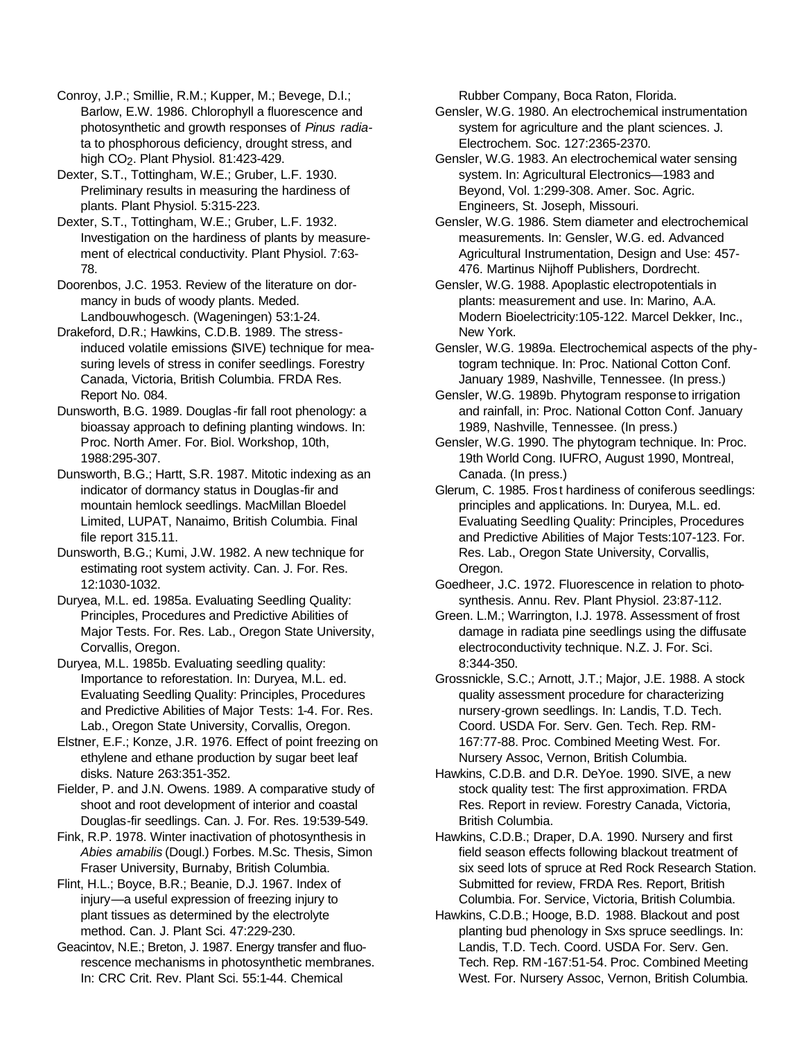Conroy, J.P.; Smillie, R.M.; Kupper, M.; Bevege, D.I.; Barlow, E.W. 1986. Chlorophyll a fluorescence and photosynthetic and growth responses of *Pinus radiata* to phosphorous deficiency, drought stress, and high $CO_2$. Plant Physiol. 81:423-429.

Dexter, S.T., Tottingham, W.E.; Gruber, L.F. 1930. Preliminary results in measuring the hardiness of plants. Plant Physiol. 5:315-223.

Dexter, S.T., Tottingham, W.E.; Gruber, L.F. 1932. Investigation on the hardiness of plants by measurement of electrical conductivity. Plant Physiol. 7:63-78.

Doorenbos, J.C. 1953. Review of the literature on dormancy in buds of woody plants. Meded. Landbouwhogesch. (Wageningen) 53:1-24.

Drakeford, D.R.; Hawkins, C.D.B. 1989. The stress-induced volatile emissions (SIVE) technique for measuring levels of stress in conifer seedlings. Forestry Canada, Victoria, British Columbia. FRDA Res. Report No. 084.

Dunsworth, B.G. 1989. Douglas-fir fall root phenology: a bioassay approach to defining planting windows. In: Proc. North Amer. For. Biol. Workshop, 10th, 1988:295-307.

Dunsworth, B.G.; Hartt, S.R. 1987. Mitotic indexing as an indicator of dormancy status in Douglas-fir and mountain hemlock seedlings. MacMillan Bloedel Limited, LUPAT, Nanaimo, British Columbia. Final file report 315.11.

Dunsworth, B.G.; Kumi, J.W. 1982. A new technique for estimating root system activity. Can. J. For. Res. 12:1030-1032.

Duryea, M.L. ed. 1985a. Evaluating Seedling Quality: Principles, Procedures and Predictive Abilities of Major Tests. For. Res. Lab., Oregon State University, Corvallis, Oregon.

Duryea, M.L. 1985b. Evaluating seedling quality: Importance to reforestation. In: Duryea, M.L. ed. Evaluating Seedling Quality: Principles, Procedures and Predictive Abilities of Major Tests: 1-4. For. Res. Lab., Oregon State University, Corvallis, Oregon.

Elstner, E.F.; Konze, J.R. 1976. Effect of point freezing on ethylene and ethane production by sugar beet leaf disks. Nature 263:351-352.

Fielder, P. and J.N. Owens. 1989. A comparative study of shoot and root development of interior and coastal Douglas-fir seedlings. Can. J. For. Res. 19:539-549.

Fink, R.P. 1978. Winter inactivation of photosynthesis in *Abies amabilis* (Dougl.) Forbes. M.Sc. Thesis, Simon Fraser University, Burnaby, British Columbia.

Flint, H.L.; Boyce, B.R.; Beanie, D.J. 1967. Index of injury—a useful expression of freezing injury to plant tissues as determined by the electrolyte method. Can. J. Plant Sci. 47:229-230.

Geacintov, N.E.; Breton, J. 1987. Energy transfer and fluorescence mechanisms in photosynthetic membranes. In: CRC Crit. Rev. Plant Sci. 55:1-44. Chemical Rubber Company, Boca Raton, Florida.

Gensler, W.G. 1980. An electrochemical instrumentation system for agriculture and the plant sciences. J. Electrochem. Soc. 127:2365-2370.

Gensler, W.G. 1983. An electrochemical water sensing system. In: Agricultural Electronics—1983 and Beyond, Vol. 1:299-308. Amer. Soc. Agric. Engineers, St. Joseph, Missouri.

Gensler, W.G. 1986. Stem diameter and electrochemical measurements. In: Gensler, W.G. ed. Advanced Agricultural Instrumentation, Design and Use: 457-476. Martinus Nijhoff Publishers, Dordrecht.

Gensler, W.G. 1988. Apoplastic electropotentials in plants: measurement and use. In: Marino, A.A. Modern Bioelectricity:105-122. Marcel Dekker, Inc., New York.

Gensler, W.G. 1989a. Electrochemical aspects of the phytogram technique. In: Proc. National Cotton Conf. January 1989, Nashville, Tennessee. (In press.)

Gensler, W.G. 1989b. Phytogram response to irrigation and rainfall, in: Proc. National Cotton Conf. January 1989, Nashville, Tennessee. (In press.)

Gensler, W.G. 1990. The phytogram technique. In: Proc. 19th World Cong. IUFRO, August 1990, Montreal, Canada. (In press.)

Glerum, C. 1985. Frost hardiness of coniferous seedlings: principles and applications. In: Duryea, M.L. ed. Evaluating Seedling Quality: Principles, Procedures and Predictive Abilities of Major Tests:107-123. For. Res. Lab., Oregon State University, Corvallis, Oregon.

Goedheer, J.C. 1972. Fluorescence in relation to photosynthesis. Annu. Rev. Plant Physiol. 23:87-112.

Green. L.M.; Warrington, I.J. 1978. Assessment of frost damage in radiata pine seedlings using the diffusate electroconductivity technique. N.Z. J. For. Sci. 8:344-350.

Grossnickle, S.C.; Arnott, J.T.; Major, J.E. 1988. A stock quality assessment procedure for characterizing nursery-grown seedlings. In: Landis, T.D. Tech. Coord. USDA For. Serv. Gen. Tech. Rep. RM-167:77-88. Proc. Combined Meeting West. For. Nursery Assoc, Vernon, British Columbia.

Hawkins, C.D.B. and D.R. DeYoe. 1990. SIVE, a new stock quality test: The first approximation. FRDA Res. Report in review. Forestry Canada, Victoria, British Columbia.

Hawkins, C.D.B.; Draper, D.A. 1990. Nursery and first field season effects following blackout treatment of six seed lots of spruce at Red Rock Research Station. Submitted for review, FRDA Res. Report, British Columbia. For. Service, Victoria, British Columbia.

Hawkins, C.D.B.; Hooge, B.D. 1988. Blackout and post planting bud phenology in Sxs spruce seedlings. In: Landis, T.D. Tech. Coord. USDA For. Serv. Gen. Tech. Rep. RM-167:51-54. Proc. Combined Meeting West. For. Nursery Assoc, Vernon, British Columbia.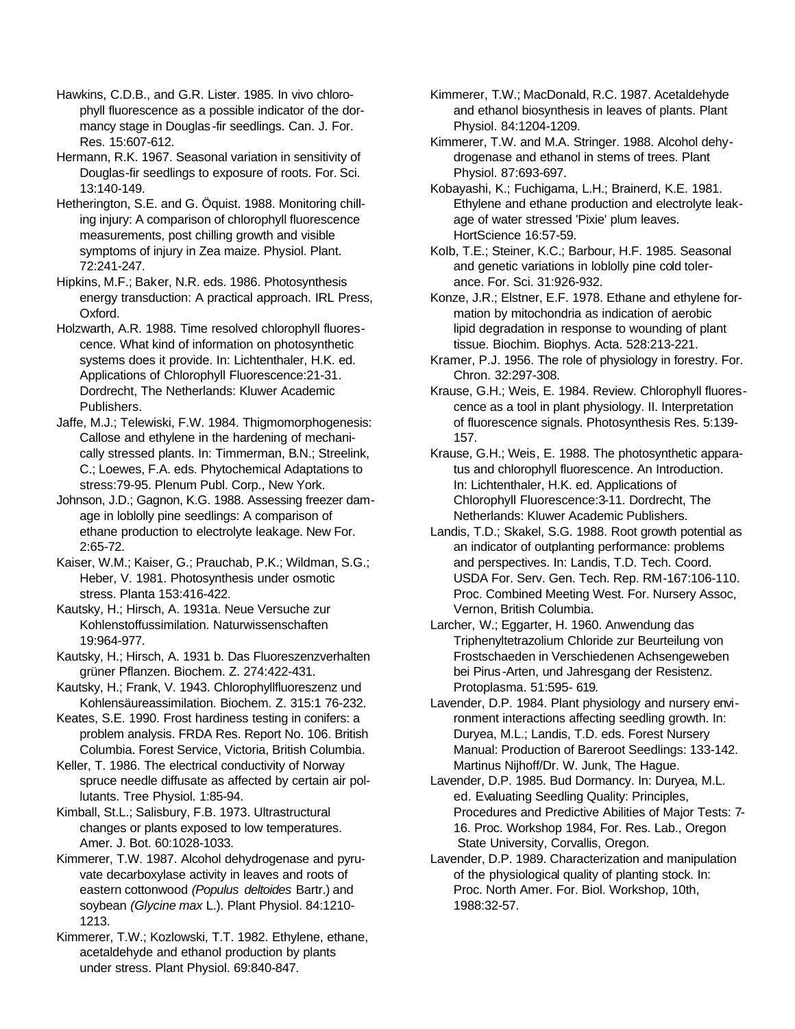Hawkins, C.D.B., and G.R. Lister. 1985. In vivo chlorophyll fluorescence as a possible indicator of the dormancy stage in Douglas-fir seedlings. Can. J. For. Res. 15:607-612.

Hermann, R.K. 1967. Seasonal variation in sensitivity of Douglas-fir seedlings to exposure of roots. For. Sci. 13:140-149.

Hetherington, S.E. and G. Öquist. 1988. Monitoring chilling injury: A comparison of chlorophyll fluorescence measurements, post chilling growth and visible symptoms of injury in Zea maize. Physiol. Plant. 72:241-247.

Hipkins, M.F.; Baker, N.R. eds. 1986. Photosynthesis energy transduction: A practical approach. IRL Press, Oxford.

Holzwarth, A.R. 1988. Time resolved chlorophyll fluorescence. What kind of information on photosynthetic systems does it provide. In: Lichtenthaler, H.K. ed. Applications of Chlorophyll Fluorescence:21-31. Dordrecht, The Netherlands: Kluwer Academic Publishers.

Jaffe, M.J.; Telewiski, F.W. 1984. Thigmomorphogenesis: Callose and ethylene in the hardening of mechanically stressed plants. In: Timmerman, B.N.; Streelink, C.; Loewes, F.A. eds. Phytochemical Adaptations to stress:79-95. Plenum Publ. Corp., New York.

Johnson, J.D.; Gagnon, K.G. 1988. Assessing freezer damage in loblolly pine seedlings: A comparison of ethane production to electrolyte leakage. New For. 2:65-72.

Kaiser, W.M.; Kaiser, G.; Prauchab, P.K.; Wildman, S.G.; Heber, V. 1981. Photosynthesis under osmotic stress. Planta 153:416-422.

Kautsky, H.; Hirsch, A. 1931a. Neue Versuche zur Kohlenstoffussimilation. Naturwissenschaften 19:964-977.

Kautsky, H.; Hirsch, A. 1931 b. Das Fluoreszenzverhalten grüner Pflanzen. Biochem. Z. 274:422-431.

Kautsky, H.; Frank, V. 1943. Chlorophyllfluoreszenz und Kohlensäureassimilation. Biochem. Z. 315:1 76-232.

Keates, S.E. 1990. Frost hardiness testing in conifers: a problem analysis. FRDA Res. Report No. 106. British Columbia. Forest Service, Victoria, British Columbia.

Keller, T. 1986. The electrical conductivity of Norway spruce needle diffusate as affected by certain air pollutants. Tree Physiol. 1:85-94.

Kimball, St.L.; Salisbury, F.B. 1973. Ultrastructural changes or plants exposed to low temperatures. Amer. J. Bot. 60:1028-1033.

Kimmerer, T.W. 1987. Alcohol dehydrogenase and pyruvate decarboxylase activity in leaves and roots of eastern cottonwood *(Populus deltoides* Bartr.) and soybean *(Glycine max* L.). Plant Physiol. 84:1210-1213.

Kimmerer, T.W.; Kozlowski, T.T. 1982. Ethylene, ethane, acetaldehyde and ethanol production by plants under stress. Plant Physiol. 69:840-847.

Kimmerer, T.W.; MacDonald, R.C. 1987. Acetaldehyde and ethanol biosynthesis in leaves of plants. Plant Physiol. 84:1204-1209.

Kimmerer, T.W. and M.A. Stringer. 1988. Alcohol dehydrogenase and ethanol in stems of trees. Plant Physiol. 87:693-697.

Kobayashi, K.; Fuchigama, L.H.; Brainerd, K.E. 1981. Ethylene and ethane production and electrolyte leakage of water stressed 'Pixie' plum leaves. HortScience 16:57-59.

Kolb, T.E.; Steiner, K.C.; Barbour, H.F. 1985. Seasonal and genetic variations in loblolly pine cold tolerance. For. Sci. 31:926-932.

Konze, J.R.; Elstner, E.F. 1978. Ethane and ethylene formation by mitochondria as indication of aerobic lipid degradation in response to wounding of plant tissue. Biochim. Biophys. Acta. 528:213-221.

Kramer, P.J. 1956. The role of physiology in forestry. For. Chron. 32:297-308.

Krause, G.H.; Weis, E. 1984. Review. Chlorophyll fluorescence as a tool in plant physiology. II. Interpretation of fluorescence signals. Photosynthesis Res. 5:139-157.

Krause, G.H.; Weis, E. 1988. The photosynthetic apparatus and chlorophyll fluorescence. An Introduction. In: Lichtenthaler, H.K. ed. Applications of Chlorophyll Fluorescence:3-11. Dordrecht, The Netherlands: Kluwer Academic Publishers.

Landis, T.D.; Skakel, S.G. 1988. Root growth potential as an indicator of outplanting performance: problems and perspectives. In: Landis, T.D. Tech. Coord. USDA For. Serv. Gen. Tech. Rep. RM-167:106-110. Proc. Combined Meeting West. For. Nursery Assoc, Vernon, British Columbia.

Larcher, W.; Eggarter, H. 1960. Anwendung das Triphenyltetrazolium Chloride zur Beurteilung von Frostschaeden in Verschiedenen Achsengeweben bei Pirus-Arten, und Jahresgang der Resistenz. Protoplasma. 51:595- 619.

Lavender, D.P. 1984. Plant physiology and nursery environment interactions affecting seedling growth. In: Duryea, M.L.; Landis, T.D. eds. Forest Nursery Manual: Production of Bareroot Seedlings: 133-142. Martinus Nijhoff/Dr. W. Junk, The Hague.

Lavender, D.P. 1985. Bud Dormancy. In: Duryea, M.L. ed. Evaluating Seedling Quality: Principles, Procedures and Predictive Abilities of Major Tests: 7-16. Proc. Workshop 1984, For. Res. Lab., Oregon State University, Corvallis, Oregon.

Lavender, D.P. 1989. Characterization and manipulation of the physiological quality of planting stock. In: Proc. North Amer. For. Biol. Workshop, 10th, 1988:32-57.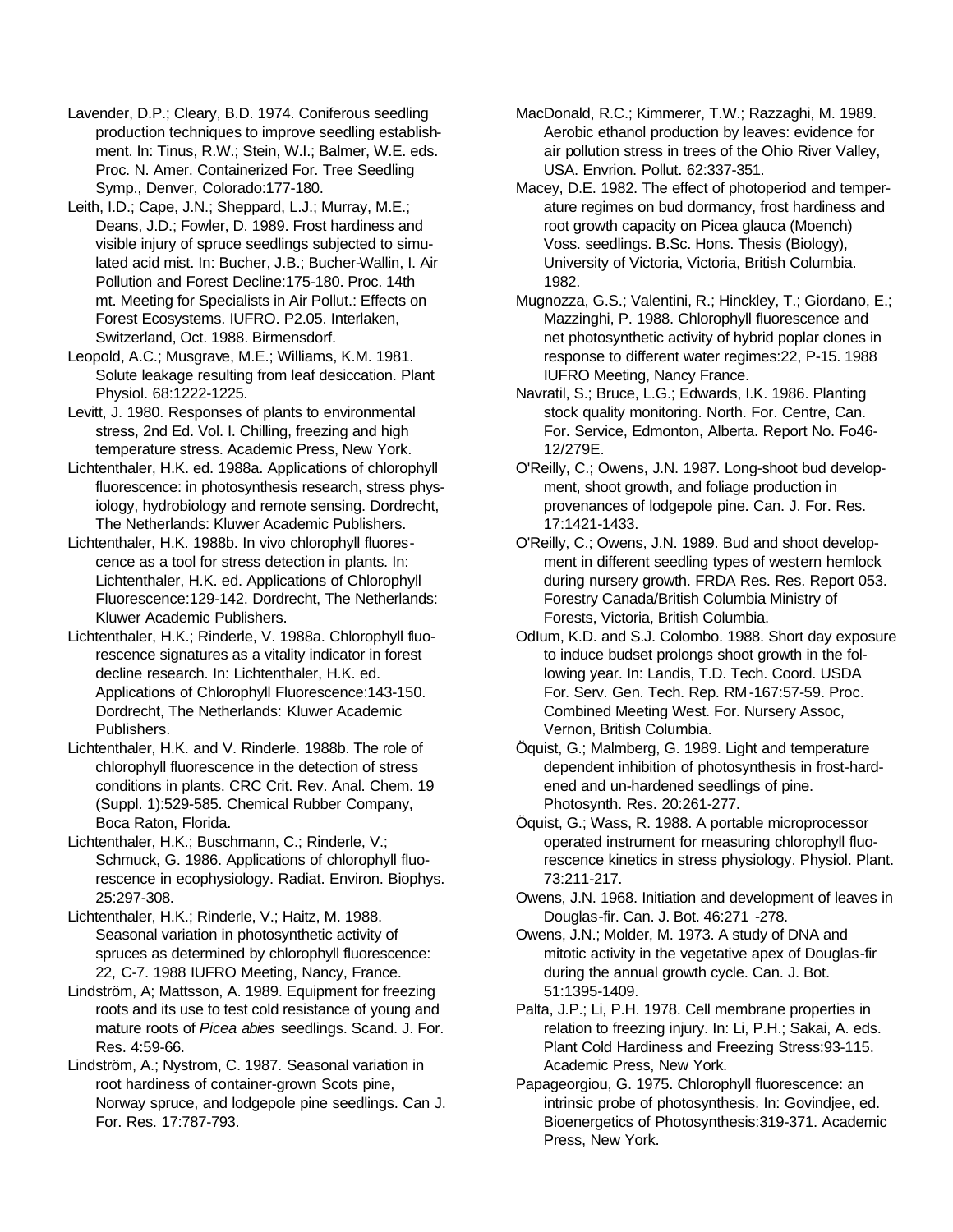Lavender, D.P.; Cleary, B.D. 1974. Coniferous seedling production techniques to improve seedling establishment. In: Tinus, R.W.; Stein, W.I.; Balmer, W.E. eds. Proc. N. Amer. Containerized For. Tree Seedling Symp., Denver, Colorado:177-180.

Leith, I.D.; Cape, J.N.; Sheppard, L.J.; Murray, M.E.; Deans, J.D.; Fowler, D. 1989. Frost hardiness and visible injury of spruce seedlings subjected to simulated acid mist. In: Bucher, J.B.; Bucher-Wallin, I. Air Pollution and Forest Decline:175-180. Proc. 14th mt. Meeting for Specialists in Air Pollut.: Effects on Forest Ecosystems. IUFRO. P2.05. Interlaken, Switzerland, Oct. 1988. Birmensdorf.

Leopold, A.C.; Musgrave, M.E.; Williams, K.M. 1981. Solute leakage resulting from leaf desiccation. Plant Physiol. 68:1222-1225.

Levitt, J. 1980. Responses of plants to environmental stress, 2nd Ed. Vol. I. Chilling, freezing and high temperature stress. Academic Press, New York.

Lichtenthaler, H.K. ed. 1988a. Applications of chlorophyll fluorescence: in photosynthesis research, stress physiology, hydrobiology and remote sensing. Dordrecht, The Netherlands: Kluwer Academic Publishers.

Lichtenthaler, H.K. 1988b. In vivo chlorophyll fluorescence as a tool for stress detection in plants. In: Lichtenthaler, H.K. ed. Applications of Chlorophyll Fluorescence:129-142. Dordrecht, The Netherlands: Kluwer Academic Publishers.

Lichtenthaler, H.K.; Rinderle, V. 1988a. Chlorophyll fluorescence signatures as a vitality indicator in forest decline research. In: Lichtenthaler, H.K. ed. Applications of Chlorophyll Fluorescence:143-150. Dordrecht, The Netherlands: Kluwer Academic Publishers.

Lichtenthaler, H.K. and V. Rinderle. 1988b. The role of chlorophyll fluorescence in the detection of stress conditions in plants. CRC Crit. Rev. Anal. Chem. 19 (Suppl. 1):529-585. Chemical Rubber Company, Boca Raton, Florida.

Lichtenthaler, H.K.; Buschmann, C.; Rinderle, V.; Schmuck, G. 1986. Applications of chlorophyll fluorescence in ecophysiology. Radiat. Environ. Biophys. 25:297-308.

Lichtenthaler, H.K.; Rinderle, V.; Haitz, M. 1988. Seasonal variation in photosynthetic activity of spruces as determined by chlorophyll fluorescence: 22, C-7. 1988 IUFRO Meeting, Nancy, France.

Lindström, A; Mattsson, A. 1989. Equipment for freezing roots and its use to test cold resistance of young and mature roots of *Picea abies* seedlings. Scand. J. For. Res. 4:59-66.

Lindström, A.; Nystrom, C. 1987. Seasonal variation in root hardiness of container-grown Scots pine, Norway spruce, and lodgepole pine seedlings. Can J. For. Res. 17:787-793.

MacDonald, R.C.; Kimmerer, T.W.; Razzaghi, M. 1989. Aerobic ethanol production by leaves: evidence for air pollution stress in trees of the Ohio River Valley, USA. Envrion. Pollut. 62:337-351.

Macey, D.E. 1982. The effect of photoperiod and temperature regimes on bud dormancy, frost hardiness and root growth capacity on Picea glauca (Moench) Voss. seedlings. B.Sc. Hons. Thesis (Biology), University of Victoria, Victoria, British Columbia. 1982.

Mugnozza, G.S.; Valentini, R.; Hinckley, T.; Giordano, E.; Mazzinghi, P. 1988. Chlorophyll fluorescence and net photosynthetic activity of hybrid poplar clones in response to different water regimes:22, P-15. 1988 IUFRO Meeting, Nancy France.

Navratil, S.; Bruce, L.G.; Edwards, I.K. 1986. Planting stock quality monitoring. North. For. Centre, Can. For. Service, Edmonton, Alberta. Report No. Fo46-12/279E.

O'Reilly, C.; Owens, J.N. 1987. Long-shoot bud development, shoot growth, and foliage production in provenances of lodgepole pine. Can. J. For. Res. 17:1421-1433.

O'Reilly, C.; Owens, J.N. 1989. Bud and shoot development in different seedling types of western hemlock during nursery growth. FRDA Res. Res. Report 053. Forestry Canada/British Columbia Ministry of Forests, Victoria, British Columbia.

Odlum, K.D. and S.J. Colombo. 1988. Short day exposure to induce budset prolongs shoot growth in the following year. In: Landis, T.D. Tech. Coord. USDA For. Serv. Gen. Tech. Rep. RM-167:57-59. Proc. Combined Meeting West. For. Nursery Assoc, Vernon, British Columbia.

Öquist, G.; Malmberg, G. 1989. Light and temperature dependent inhibition of photosynthesis in frost-hardened and un-hardened seedlings of pine. Photosynth. Res. 20:261-277.

Öquist, G.; Wass, R. 1988. A portable microprocessor operated instrument for measuring chlorophyll fluorescence kinetics in stress physiology. Physiol. Plant. 73:211-217.

Owens, J.N. 1968. Initiation and development of leaves in Douglas-fir. Can. J. Bot. 46:271 -278.

Owens, J.N.; Molder, M. 1973. A study of DNA and mitotic activity in the vegetative apex of Douglas-fir during the annual growth cycle. Can. J. Bot. 51:1395-1409.

Palta, J.P.; Li, P.H. 1978. Cell membrane properties in relation to freezing injury. In: Li, P.H.; Sakai, A. eds. Plant Cold Hardiness and Freezing Stress:93-115. Academic Press, New York.

Papageorgiou, G. 1975. Chlorophyll fluorescence: an intrinsic probe of photosynthesis. In: Govindjee, ed. Bioenergetics of Photosynthesis:319-371. Academic Press, New York.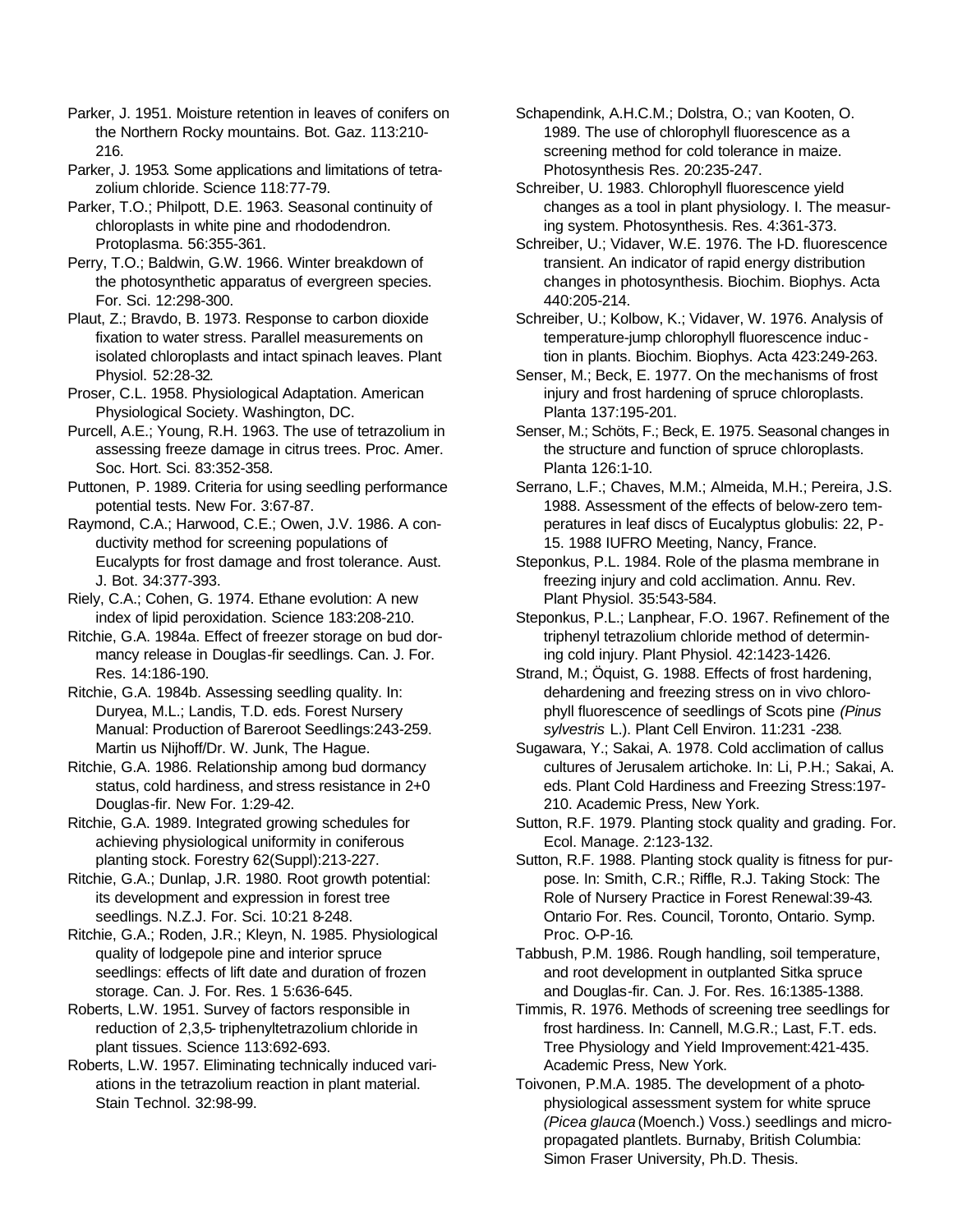Parker, J. 1951. Moisture retention in leaves of conifers on the Northern Rocky mountains. Bot. Gaz. 113:210-216.

Parker, J. 1953. Some applications and limitations of tetrazolium chloride. Science 118:77-79.

Parker, T.O.; Philpott, D.E. 1963. Seasonal continuity of chloroplasts in white pine and rhododendron. Protoplasma. 56:355-361.

Perry, T.O.; Baldwin, G.W. 1966. Winter breakdown of the photosynthetic apparatus of evergreen species. For. Sci. 12:298-300.

Plaut, Z.; Bravdo, B. 1973. Response to carbon dioxide fixation to water stress. Parallel measurements on isolated chloroplasts and intact spinach leaves. Plant Physiol. 52:28-32.

Proser, C.L. 1958. Physiological Adaptation. American Physiological Society. Washington, DC.

Purcell, A.E.; Young, R.H. 1963. The use of tetrazolium in assessing freeze damage in citrus trees. Proc. Amer. Soc. Hort. Sci. 83:352-358.

Puttonen, P. 1989. Criteria for using seedling performance potential tests. New For. 3:67-87.

Raymond, C.A.; Harwood, C.E.; Owen, J.V. 1986. A conductivity method for screening populations of Eucalypts for frost damage and frost tolerance. Aust. J. Bot. 34:377-393.

Riely, C.A.; Cohen, G. 1974. Ethane evolution: A new index of lipid peroxidation. Science 183:208-210.

Ritchie, G.A. 1984a. Effect of freezer storage on bud dormancy release in Douglas-fir seedlings. Can. J. For. Res. 14:186-190.

Ritchie, G.A. 1984b. Assessing seedling quality. In: Duryea, M.L.; Landis, T.D. eds. Forest Nursery Manual: Production of Bareroot Seedlings:243-259. Martin us Nijhoff/Dr. W. Junk, The Hague.

Ritchie, G.A. 1986. Relationship among bud dormancy status, cold hardiness, and stress resistance in 2+0 Douglas-fir. New For. 1:29-42.

Ritchie, G.A. 1989. Integrated growing schedules for achieving physiological uniformity in coniferous planting stock. Forestry 62(Suppl):213-227.

Ritchie, G.A.; Dunlap, J.R. 1980. Root growth potential: its development and expression in forest tree seedlings. N.Z.J. For. Sci. 10:21 8-248.

Ritchie, G.A.; Roden, J.R.; Kleyn, N. 1985. Physiological quality of lodgepole pine and interior spruce seedlings: effects of lift date and duration of frozen storage. Can. J. For. Res. 1 5:636-645.

Roberts, L.W. 1951. Survey of factors responsible in reduction of 2,3,5- triphenyltetrazolium chloride in plant tissues. Science 113:692-693.

Roberts, L.W. 1957. Eliminating technically induced variations in the tetrazolium reaction in plant material. Stain Technol. 32:98-99.

Schapendink, A.H.C.M.; Dolstra, O.; van Kooten, O. 1989. The use of chlorophyll fluorescence as a screening method for cold tolerance in maize. Photosynthesis Res. 20:235-247.

Schreiber, U. 1983. Chlorophyll fluorescence yield changes as a tool in plant physiology. I. The measuring system. Photosynthesis. Res. 4:361-373.

Schreiber, U.; Vidaver, W.E. 1976. The I-D. fluorescence transient. An indicator of rapid energy distribution changes in photosynthesis. Biochim. Biophys. Acta 440:205-214.

Schreiber, U.; Kolbow, K.; Vidaver, W. 1976. Analysis of temperature-jump chlorophyll fluorescence induction in plants. Biochim. Biophys. Acta 423:249-263.

Senser, M.; Beck, E. 1977. On the mechanisms of frost injury and frost hardening of spruce chloroplasts. Planta 137:195-201.

Senser, M.; Schöts, F.; Beck, E. 1975. Seasonal changes in the structure and function of spruce chloroplasts. Planta 126:1-10.

Serrano, L.F.; Chaves, M.M.; Almeida, M.H.; Pereira, J.S. 1988. Assessment of the effects of below-zero temperatures in leaf discs of Eucalyptus globulis: 22, P-15. 1988 IUFRO Meeting, Nancy, France.

Steponkus, P.L. 1984. Role of the plasma membrane in freezing injury and cold acclimation. Annu. Rev. Plant Physiol. 35:543-584.

Steponkus, P.L.; Lanphear, F.O. 1967. Refinement of the triphenyl tetrazolium chloride method of determining cold injury. Plant Physiol. 42:1423-1426.

Strand, M.; Öquist, G. 1988. Effects of frost hardening, dehardening and freezing stress on in vivo chlorophyll fluorescence of seedlings of Scots pine *(Pinus sylvestris* L.). Plant Cell Environ. 11:231 -238.

Sugawara, Y.; Sakai, A. 1978. Cold acclimation of callus cultures of Jerusalem artichoke. In: Li, P.H.; Sakai, A. eds. Plant Cold Hardiness and Freezing Stress:197-210. Academic Press, New York.

Sutton, R.F. 1979. Planting stock quality and grading. For. Ecol. Manage. 2:123-132.

Sutton, R.F. 1988. Planting stock quality is fitness for purpose. In: Smith, C.R.; Riffle, R.J. Taking Stock: The Role of Nursery Practice in Forest Renewal:39-43. Ontario For. Res. Council, Toronto, Ontario. Symp. Proc. O-P-16.

Tabbush, P.M. 1986. Rough handling, soil temperature, and root development in outplanted Sitka spruce and Douglas-fir. Can. J. For. Res. 16:1385-1388.

Timmis, R. 1976. Methods of screening tree seedlings for frost hardiness. In: Cannell, M.G.R.; Last, F.T. eds. Tree Physiology and Yield Improvement:421-435. Academic Press, New York.

Toivonen, P.M.A. 1985. The development of a photophysiological assessment system for white spruce *(Picea glauca* (Moench.) Voss.) seedlings and micropropagated plantlets. Burnaby, British Columbia: Simon Fraser University, Ph.D. Thesis.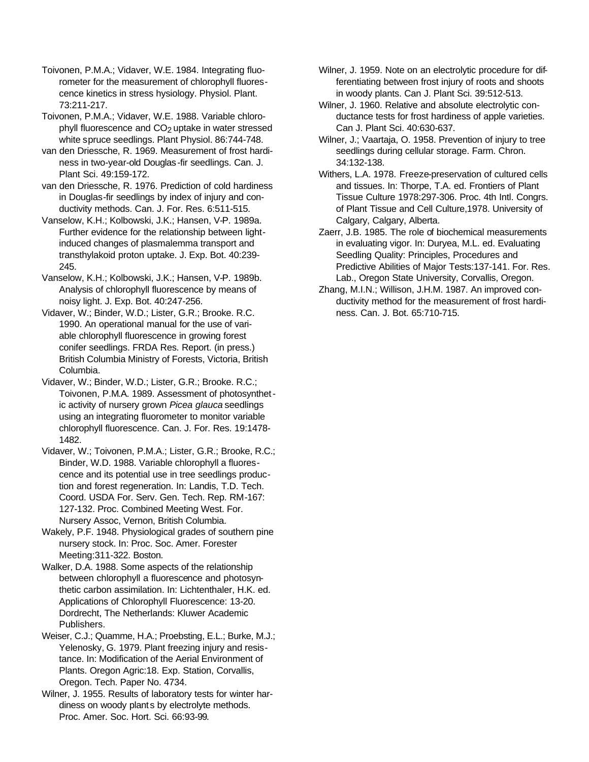Toivonen, P.M.A.; Vidaver, W.E. 1984. Integrating fluorometer for the measurement of chlorophyll fluorescence kinetics in stress hysiology. Physiol. Plant. 73:211-217.

Toivonen, P.M.A.; Vidaver, W.E. 1988. Variable chlorophyll fluorescence and $CO_2$ uptake in water stressed white spruce seedlings. Plant Physiol. 86:744-748.

van den Driessche, R. 1969. Measurement of frost hardiness in two-year-old Douglas-fir seedlings. Can. J. Plant Sci. 49:159-172.

van den Driessche, R. 1976. Prediction of cold hardiness in Douglas-fir seedlings by index of injury and conductivity methods. Can. J. For. Res. 6:511-515.

Vanselow, K.H.; Kolbowski, J.K.; Hansen, V-P. 1989a. Further evidence for the relationship between light-induced changes of plasmalemma transport and transthylakoid proton uptake. J. Exp. Bot. 40:239-245.

Vanselow, K.H.; Kolbowski, J.K.; Hansen, V-P. 1989b. Analysis of chlorophyll fluorescence by means of noisy light. J. Exp. Bot. 40:247-256.

Vidaver, W.; Binder, W.D.; Lister, G.R.; Brooke. R.C. 1990. An operational manual for the use of variable chlorophyll fluorescence in growing forest conifer seedlings. FRDA Res. Report. (in press.) British Columbia Ministry of Forests, Victoria, British Columbia.

Vidaver, W.; Binder, W.D.; Lister, G.R.; Brooke. R.C.; Toivonen, P.M.A. 1989. Assessment of photosynthetic activity of nursery grown *Picea glauca* seedlings using an integrating fluorometer to monitor variable chlorophyll fluorescence. Can. J. For. Res. 19:1478-1482.

Vidaver, W.; Toivonen, P.M.A.; Lister, G.R.; Brooke, R.C.; Binder, W.D. 1988. Variable chlorophyll a fluorescence and its potential use in tree seedlings production and forest regeneration. In: Landis, T.D. Tech. Coord. USDA For. Serv. Gen. Tech. Rep. RM-167: 127-132. Proc. Combined Meeting West. For. Nursery Assoc, Vernon, British Columbia.

Wakely, P.F. 1948. Physiological grades of southern pine nursery stock. In: Proc. Soc. Amer. Forester Meeting:311-322. Boston.

Walker, D.A. 1988. Some aspects of the relationship between chlorophyll a fluorescence and photosynthetic carbon assimilation. In: Lichtenthaler, H.K. ed. Applications of Chlorophyll Fluorescence: 13-20. Dordrecht, The Netherlands: Kluwer Academic Publishers.

Weiser, C.J.; Quamme, H.A.; Proebsting, E.L.; Burke, M.J.; Yelenosky, G. 1979. Plant freezing injury and resistance. In: Modification of the Aerial Environment of Plants. Oregon Agric:18. Exp. Station, Corvallis, Oregon. Tech. Paper No. 4734.

Wilner, J. 1955. Results of laboratory tests for winter hardiness on woody plants by electrolyte methods. Proc. Amer. Soc. Hort. Sci. 66:93-99.

Wilner, J. 1959. Note on an electrolytic procedure for differentiating between frost injury of roots and shoots in woody plants. Can J. Plant Sci. 39:512-513.

Wilner, J. 1960. Relative and absolute electrolytic conductance tests for frost hardiness of apple varieties. Can J. Plant Sci. 40:630-637.

Wilner, J.; Vaartaja, O. 1958. Prevention of injury to tree seedlings during cellular storage. Farm. Chron. 34:132-138.

Withers, L.A. 1978. Freeze-preservation of cultured cells and tissues. In: Thorpe, T.A. ed. Frontiers of Plant Tissue Culture 1978:297-306. Proc. 4th Intl. Congrs. of Plant Tissue and Cell Culture,1978. University of Calgary, Calgary, Alberta.

Zaerr, J.B. 1985. The role of biochemical measurements in evaluating vigor. In: Duryea, M.L. ed. Evaluating Seedling Quality: Principles, Procedures and Predictive Abilities of Major Tests:137-141. For. Res. Lab., Oregon State University, Corvallis, Oregon.

Zhang, M.I.N.; Willison, J.H.M. 1987. An improved conductivity method for the measurement of frost hardiness. Can. J. Bot. 65:710-715.